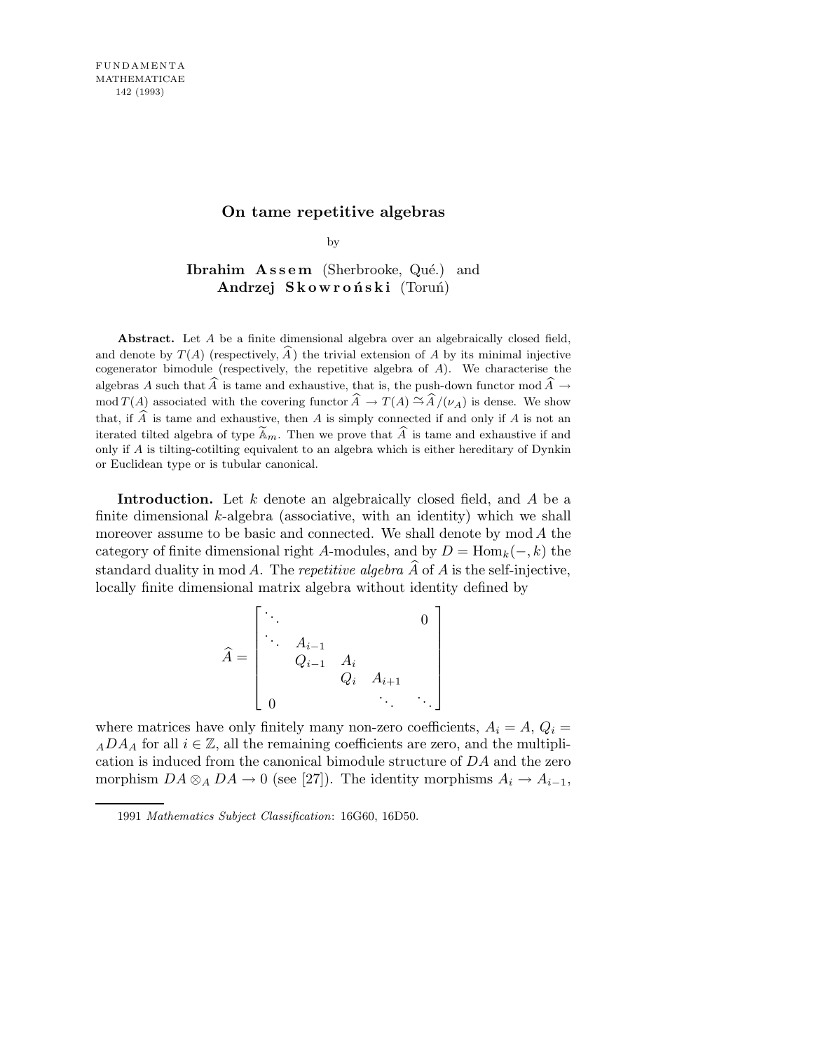# On tame repetitive algebras

by

**Ibrahim Assem** (Sherbrooke, Qué.) and **Andrzej Skowroński** (Toruń)

**Abstract.** Let $A$ be a finite dimensional algebra over an algebraically closed field, and denote by $T(A)$ (respectively, $\widehat{A}$) the trivial extension of $A$ by its minimal injective cogenerator bimodule (respectively, the repetitive algebra of $A$). We characterise the algebras $A$ such that $\widehat{A}$ is tame and exhaustive, that is, the push-down functor $\operatorname{mod}\widehat{A} \to \operatorname{mod} T(A)$ associated with the covering functor $\widehat{A} \to T(A) \simeq \widehat{A}/(\nu_A)$ is dense. We show that, if $\widehat{A}$ is tame and exhaustive, then $A$ is simply connected if and only if $A$ is not an iterated tilted algebra of type $\widetilde{\mathbb{A}}_m$. Then we prove that $\widehat{A}$ is tame and exhaustive if and only if $A$ is tilting-cotilting equivalent to an algebra which is either hereditary of Dynkin or Euclidean type or is tubular canonical.

**Introduction.** Let $k$ denote an algebraically closed field, and $A$ be a finite dimensional $k$-algebra (associative, with an identity) which we shall moreover assume to be basic and connected. We shall denote by $\operatorname{mod} A$ the category of finite dimensional right $A$-modules, and by $D = \operatorname{Hom}_k(-, k)$ the standard duality in $\operatorname{mod} A$. The *repetitive algebra* $\widehat{A}$ of $A$ is the self-injective, locally finite dimensional matrix algebra without identity defined by

$$\widehat{A} = \begin{bmatrix} \ddots & & & & 0 \\ \ddots & A_{i-1} & & & \\ & Q_{i-1} & A_i & & \\ & & Q_i & A_{i+1} & \\ 0 & & & \ddots & \ddots \end{bmatrix}$$

where matrices have only finitely many non-zero coefficients, $A_i = A$, $Q_i = {}_ADA_A$ for all $i \in \mathbb{Z}$, all the remaining coefficients are zero, and the multiplication is induced from the canonical bimodule structure of $DA$ and the zero morphism $DA \otimes_A DA \to 0$ (see [27]). The identity morphisms $A_i \to A_{i-1}$,

1991 *Mathematics Subject Classification*: 16G60, 16D50.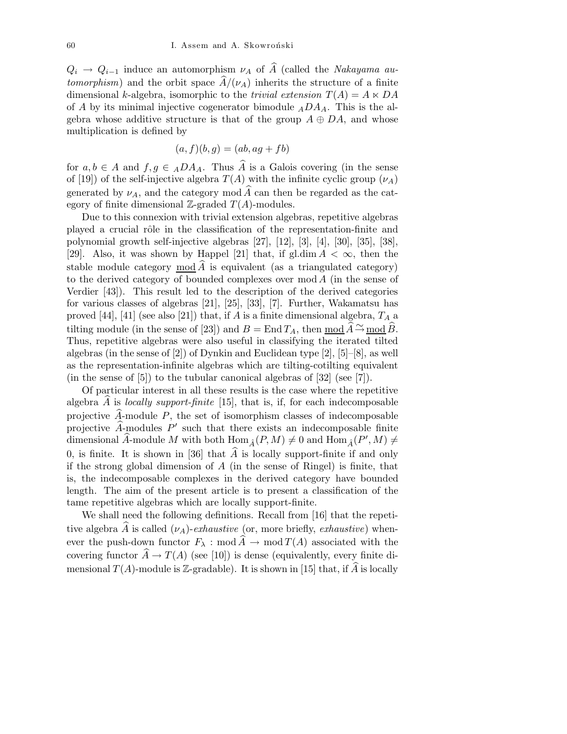$Q_i \to Q_{i-1}$ induce an automorphism $\nu_A$ of $\widehat{A}$ (called the *Nakayama automorphism*) and the orbit space $\widehat{A}/(\nu_A)$ inherits the structure of a finite dimensional $k$-algebra, isomorphic to the *trivial extension* $T(A) = A \ltimes DA$ of $A$ by its minimal injective cogenerator bimodule ${}_ADA_A$. This is the algebra whose additive structure is that of the group $A \oplus DA$, and whose multiplication is defined by

$$(a, f)(b, g) = (ab, ag + fb)$$

for $a, b \in A$ and $f, g \in {}_ADA_A$. Thus $\widehat{A}$ is a Galois covering (in the sense of [19]) of the self-injective algebra $T(A)$ with the infinite cyclic group $(\nu_A)$ generated by $\nu_A$, and the category $\operatorname{mod} \widehat{A}$ can then be regarded as the category of finite dimensional $\mathbb{Z}$-graded $T(A)$-modules.

Due to this connexion with trivial extension algebras, repetitive algebras played a crucial rôle in the classification of the representation-finite and polynomial growth self-injective algebras [27], [12], [3], [4], [30], [35], [38], [29]. Also, it was shown by Happel [21] that, if $\operatorname{gl.dim} A < \infty$, then the stable module category $\underline{\operatorname{mod}}\,\widehat{A}$ is equivalent (as a triangulated category) to the derived category of bounded complexes over $\operatorname{mod} A$ (in the sense of Verdier [43]). This result led to the description of the derived categories for various classes of algebras [21], [25], [33], [7]. Further, Wakamatsu has proved [44], [41] (see also [21]) that, if $A$ is a finite dimensional algebra, $T_A$ a tilting module (in the sense of [23]) and $B = \operatorname{End} T_A$, then $\underline{\operatorname{mod}}\,\widehat{A} \xrightarrow{\sim} \underline{\operatorname{mod}}\,\widehat{B}$. Thus, repetitive algebras were also useful in classifying the iterated tilted algebras (in the sense of [2]) of Dynkin and Euclidean type [2], [5]–[8], as well as the representation-infinite algebras which are tilting-cotilting equivalent (in the sense of [5]) to the tubular canonical algebras of [32] (see [7]).

Of particular interest in all these results is the case where the repetitive algebra $\widehat{A}$ is *locally support-finite* [15], that is, if, for each indecomposable projective $\widehat{A}$-module $P$, the set of isomorphism classes of indecomposable projective $\widehat{A}$-modules $P'$ such that there exists an indecomposable finite dimensional $\widehat{A}$-module $M$ with both $\operatorname{Hom}_{\widehat{A}}(P, M) \neq 0$ and $\operatorname{Hom}_{\widehat{A}}(P', M) \neq 0$, is finite. It is shown in [36] that $\widehat{A}$ is locally support-finite if and only if the strong global dimension of $A$ (in the sense of Ringel) is finite, that is, the indecomposable complexes in the derived category have bounded length. The aim of the present article is to present a classification of the tame repetitive algebras which are locally support-finite.

We shall need the following definitions. Recall from [16] that the repetitive algebra $\widehat{A}$ is called $(\nu_A)$-*exhaustive* (or, more briefly, *exhaustive*) whenever the push-down functor $F_\lambda : \operatorname{mod} \widehat{A} \to \operatorname{mod} T(A)$ associated with the covering functor $\widehat{A} \to T(A)$ (see [10]) is dense (equivalently, every finite dimensional $T(A)$-module is $\mathbb{Z}$-gradable). It is shown in [15] that, if $\widehat{A}$ is locally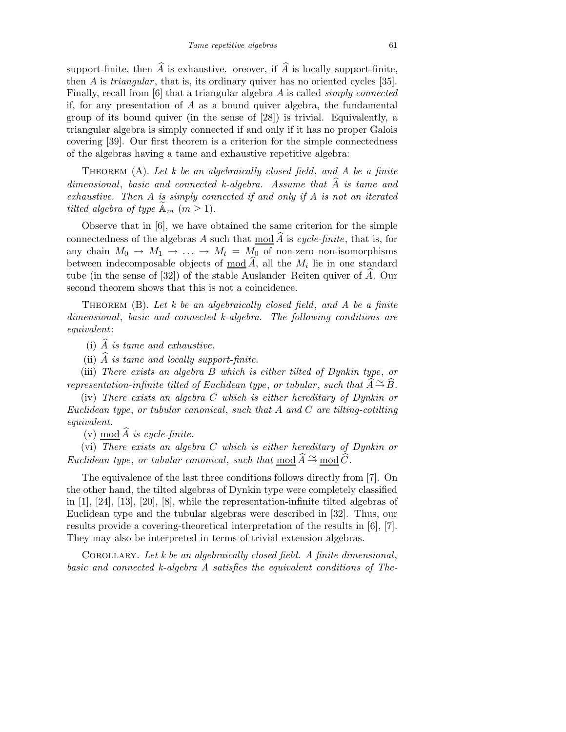support-finite, then $\widehat{A}$ is exhaustive. oreover, if $\widehat{A}$ is locally support-finite, then $A$ is *triangular*, that is, its ordinary quiver has no oriented cycles [35]. Finally, recall from [6] that a triangular algebra $A$ is called *simply connected* if, for any presentation of $A$ as a bound quiver algebra, the fundamental group of its bound quiver (in the sense of [28]) is trivial. Equivalently, a triangular algebra is simply connected if and only if it has no proper Galois covering [39]. Our first theorem is a criterion for the simple connectedness of the algebras having a tame and exhaustive repetitive algebra:

Theorem (A). *Let $k$ be an algebraically closed field, and $A$ be a finite dimensional, basic and connected $k$-algebra. Assume that $\widehat{A}$ is tame and exhaustive. Then $A$ is simply connected if and only if $A$ is not an iterated tilted algebra of type $\widetilde{\mathbb{A}}_m$ ($m \geq 1$).*

Observe that in [6], we have obtained the same criterion for the simple connectedness of the algebras $A$ such that $\underline{\mathrm{mod}}\,\widehat{A}$ is *cycle-finite*, that is, for any chain $M_0 \to M_1 \to \ldots \to M_t = M_0$ of non-zero non-isomorphisms between indecomposable objects of $\underline{\mathrm{mod}}\,\widehat{A}$, all the $M_i$ lie in one standard tube (in the sense of [32]) of the stable Auslander–Reiten quiver of $\widehat{A}$. Our second theorem shows that this is not a coincidence.

Theorem (B). *Let $k$ be an algebraically closed field, and $A$ be a finite dimensional, basic and connected $k$-algebra. The following conditions are equivalent*:

(i) *$\widehat{A}$ is tame and exhaustive.*

(ii) *$\widehat{A}$ is tame and locally support-finite.*

(iii) *There exists an algebra $B$ which is either tilted of Dynkin type, or representation-infinite tilted of Euclidean type, or tubular, such that $\widehat{A} \xrightarrow{\sim} \widehat{B}$.*

(iv) *There exists an algebra $C$ which is either hereditary of Dynkin or Euclidean type, or tubular canonical, such that $A$ and $C$ are tilting-cotilting equivalent.*

(v) *$\underline{\mathrm{mod}}\,\widehat{A}$ is cycle-finite.*

(vi) *There exists an algebra $C$ which is either hereditary of Dynkin or Euclidean type, or tubular canonical, such that $\underline{\mathrm{mod}}\,\widehat{A} \xrightarrow{\sim} \underline{\mathrm{mod}}\,\widehat{C}$.*

The equivalence of the last three conditions follows directly from [7]. On the other hand, the tilted algebras of Dynkin type were completely classified in [1], [24], [13], [20], [8], while the representation-infinite tilted algebras of Euclidean type and the tubular algebras were described in [32]. Thus, our results provide a covering-theoretical interpretation of the results in [6], [7]. They may also be interpreted in terms of trivial extension algebras.

Corollary. *Let $k$ be an algebraically closed field. A finite dimensional, basic and connected $k$-algebra $A$ satisfies the equivalent conditions of The-*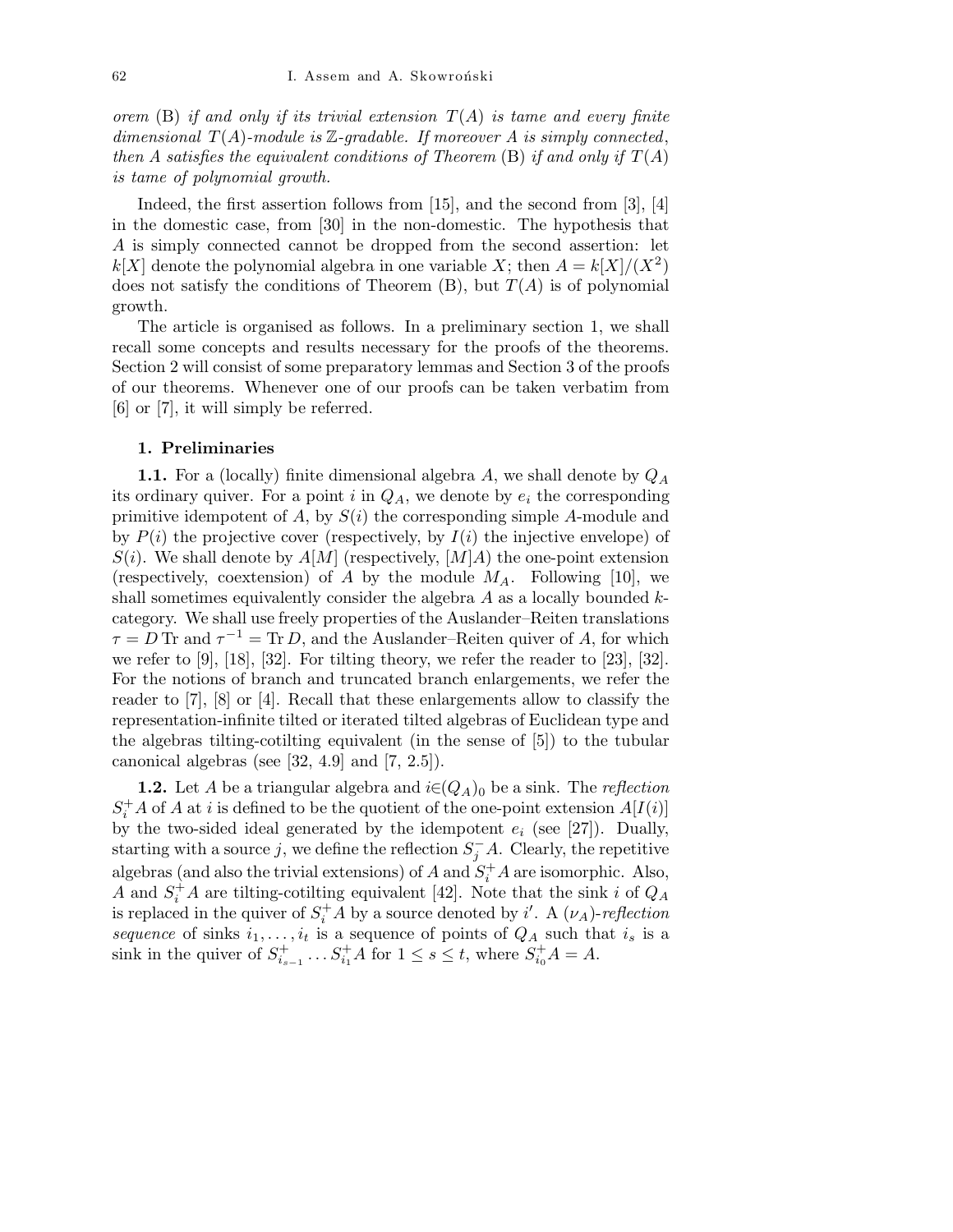*orem* (B) *if and only if its trivial extension* $T(A)$ *is tame and every finite dimensional* $T(A)$*-module is* $\mathbb{Z}$*-gradable. If moreover* $A$ *is simply connected*, *then* $A$ *satisfies the equivalent conditions of Theorem* (B) *if and only if* $T(A)$ *is tame of polynomial growth.*

Indeed, the first assertion follows from [15], and the second from [3], [4] in the domestic case, from [30] in the non-domestic. The hypothesis that $A$ is simply connected cannot be dropped from the second assertion: let $k[X]$ denote the polynomial algebra in one variable $X$; then $A = k[X]/(X^2)$ does not satisfy the conditions of Theorem (B), but $T(A)$ is of polynomial growth.

The article is organised as follows. In a preliminary section 1, we shall recall some concepts and results necessary for the proofs of the theorems. Section 2 will consist of some preparatory lemmas and Section 3 of the proofs of our theorems. Whenever one of our proofs can be taken verbatim from [6] or [7], it will simply be referred.

## 1. Preliminaries

**1.1.** For a (locally) finite dimensional algebra $A$, we shall denote by $Q_A$ its ordinary quiver. For a point $i$ in $Q_A$, we denote by $e_i$ the corresponding primitive idempotent of $A$, by $S(i)$ the corresponding simple $A$-module and by $P(i)$ the projective cover (respectively, by $I(i)$ the injective envelope) of $S(i)$. We shall denote by $A[M]$ (respectively, $[M]A$) the one-point extension (respectively, coextension) of $A$ by the module $M_A$. Following [10], we shall sometimes equivalently consider the algebra $A$ as a locally bounded $k$-category. We shall use freely properties of the Auslander–Reiten translations $\tau = D\,\mathrm{Tr}$ and $\tau^{-1} = \mathrm{Tr}\,D$, and the Auslander–Reiten quiver of $A$, for which we refer to [9], [18], [32]. For tilting theory, we refer the reader to [23], [32]. For the notions of branch and truncated branch enlargements, we refer the reader to [7], [8] or [4]. Recall that these enlargements allow to classify the representation-infinite tilted or iterated tilted algebras of Euclidean type and the algebras tilting-cotilting equivalent (in the sense of [5]) to the tubular canonical algebras (see [32, 4.9] and [7, 2.5]).

**1.2.** Let $A$ be a triangular algebra and $i \in (Q_A)_0$ be a sink. The *reflection* $S_i^+ A$ of $A$ at $i$ is defined to be the quotient of the one-point extension $A[I(i)]$ by the two-sided ideal generated by the idempotent $e_i$ (see [27]). Dually, starting with a source $j$, we define the reflection $S_j^- A$. Clearly, the repetitive algebras (and also the trivial extensions) of $A$ and $S_i^+ A$ are isomorphic. Also, $A$ and $S_i^+ A$ are tilting-cotilting equivalent [42]. Note that the sink $i$ of $Q_A$ is replaced in the quiver of $S_i^+ A$ by a source denoted by $i'$. A ($\nu_A$)-*reflection sequence* of sinks $i_1, \ldots, i_t$ is a sequence of points of $Q_A$ such that $i_s$ is a sink in the quiver of $S_{i_{s-1}}^+ \ldots S_{i_1}^+ A$ for $1 \le s \le t$, where $S_{i_0}^+ A = A$.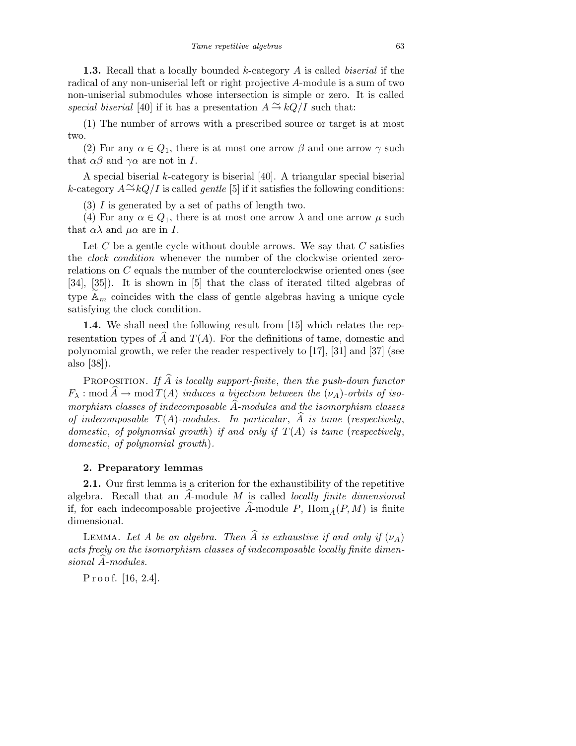**1.3.** Recall that a locally bounded $k$-category $A$ is called *biserial* if the radical of any non-uniserial left or right projective $A$-module is a sum of two non-uniserial submodules whose intersection is simple or zero. It is called *special biserial* [40] if it has a presentation $A \xrightarrow{\sim} kQ/I$ such that:

(1) The number of arrows with a prescribed source or target is at most two.

(2) For any $\alpha \in Q_1$, there is at most one arrow $\beta$ and one arrow $\gamma$ such that $\alpha\beta$ and $\gamma\alpha$ are not in $I$.

A special biserial $k$-category is biserial [40]. A triangular special biserial $k$-category $A \xrightarrow{\sim} kQ/I$ is called *gentle* [5] if it satisfies the following conditions:

(3) $I$ is generated by a set of paths of length two.

(4) For any $\alpha \in Q_1$, there is at most one arrow $\lambda$ and one arrow $\mu$ such that $\alpha\lambda$ and $\mu\alpha$ are in $I$.

Let $C$ be a gentle cycle without double arrows. We say that $C$ satisfies the *clock condition* whenever the number of the clockwise oriented zero-relations on $C$ equals the number of the counterclockwise oriented ones (see [34], [35]). It is shown in [5] that the class of iterated tilted algebras of type $\widetilde{\mathbb{A}}_m$ coincides with the class of gentle algebras having a unique cycle satisfying the clock condition.

**1.4.** We shall need the following result from [15] which relates the representation types of $\widehat{A}$ and $T(A)$. For the definitions of tame, domestic and polynomial growth, we refer the reader respectively to [17], [31] and [37] (see also [38]).

PROPOSITION. *If $\widehat{A}$ is locally support-finite, then the push-down functor $F_\lambda : \operatorname{mod} \widehat{A} \to \operatorname{mod} T(A)$ induces a bijection between the $(\nu_A)$-orbits of isomorphism classes of indecomposable $\widehat{A}$-modules and the isomorphism classes of indecomposable $T(A)$-modules. In particular, $\widehat{A}$ is tame (respectively, domestic, of polynomial growth) if and only if $T(A)$ is tame (respectively, domestic, of polynomial growth).*

## 2. Preparatory lemmas

**2.1.** Our first lemma is a criterion for the exhaustibility of the repetitive algebra. Recall that an $\widehat{A}$-module $M$ is called *locally finite dimensional* if, for each indecomposable projective $\widehat{A}$-module $P$, $\operatorname{Hom}_{\widehat{A}}(P, M)$ is finite dimensional.

LEMMA. *Let $A$ be an algebra. Then $\widehat{A}$ is exhaustive if and only if $(\nu_A)$ acts freely on the isomorphism classes of indecomposable locally finite dimensional $\widehat{A}$-modules.*

Proof. [16, 2.4].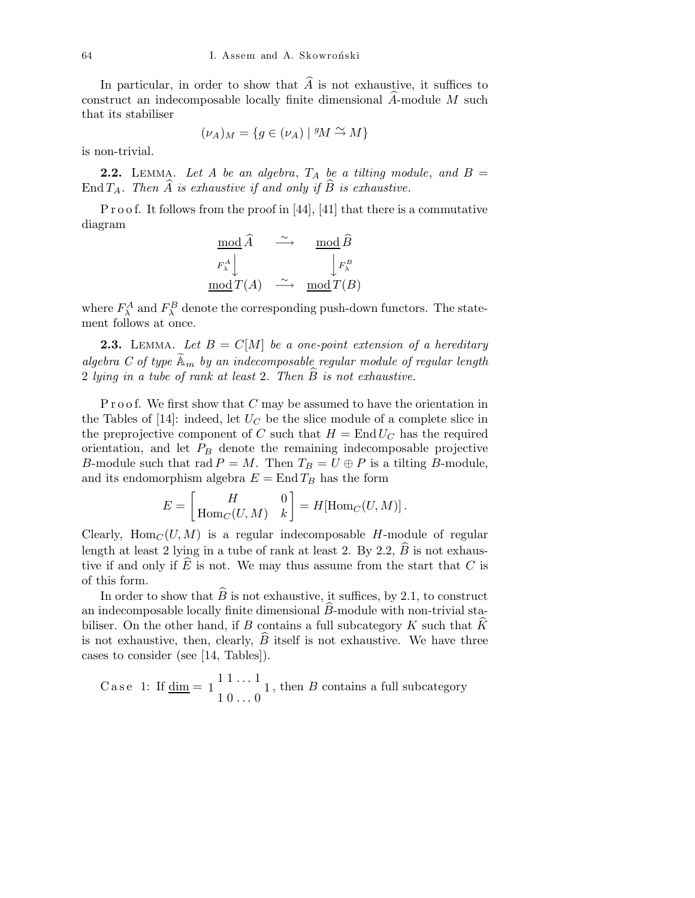In particular, in order to show that $\widehat{A}$ is not exhaustive, it suffices to construct an indecomposable locally finite dimensional $\widehat{A}$-module $M$ such that its stabiliser

$$(\nu_A)_M = \{g \in (\nu_A) \mid {}^gM \xrightarrow{\sim} M\}$$

is non-trivial.

**2.2.** Lemma. *Let $A$ be an algebra, $T_A$ be a tilting module, and $B = \operatorname{End} T_A$. Then $\widehat{A}$ is exhaustive if and only if $\widehat{B}$ is exhaustive.*

Proof. It follows from the proof in [44], [41] that there is a commutative diagram

$$\begin{array}{ccc} \underline{\operatorname{mod}}\,\widehat{A} & \xrightarrow{\sim} & \underline{\operatorname{mod}}\,\widehat{B} \\ {\scriptstyle F_\lambda^A}\downarrow & & \downarrow{\scriptstyle F_\lambda^B} \\ \underline{\operatorname{mod}}\,T(A) & \xrightarrow{\sim} & \underline{\operatorname{mod}}\,T(B) \end{array}$$

where $F_\lambda^A$ and $F_\lambda^B$ denote the corresponding push-down functors. The statement follows at once.

**2.3.** Lemma. *Let $B = C[M]$ be a one-point extension of a hereditary algebra $C$ of type $\widetilde{\mathbb{A}}_m$ by an indecomposable regular module of regular length 2 lying in a tube of rank at least 2. Then $\widehat{B}$ is not exhaustive.*

Proof. We first show that $C$ may be assumed to have the orientation in the Tables of [14]: indeed, let $U_C$ be the slice module of a complete slice in the preprojective component of $C$ such that $H = \operatorname{End} U_C$ has the required orientation, and let $P_B$ denote the remaining indecomposable projective $B$-module such that $\operatorname{rad} P = M$. Then $T_B = U \oplus P$ is a tilting $B$-module, and its endomorphism algebra $E = \operatorname{End} T_B$ has the form

$$E = \begin{bmatrix} H & 0 \\ \operatorname{Hom}_C(U, M) & k \end{bmatrix} = H[\operatorname{Hom}_C(U, M)]\,.$$

Clearly, $\operatorname{Hom}_C(U, M)$ is a regular indecomposable $H$-module of regular length at least 2 lying in a tube of rank at least 2. By 2.2, $\widehat{B}$ is not exhaustive if and only if $\widehat{E}$ is not. We may thus assume from the start that $C$ is of this form.

In order to show that $\widehat{B}$ is not exhaustive, it suffices, by 2.1, to construct an indecomposable locally finite dimensional $\widehat{B}$-module with non-trivial stabiliser. On the other hand, if $B$ contains a full subcategory $K$ such that $\widehat{K}$ is not exhaustive, then, clearly, $\widehat{B}$ itself is not exhaustive. We have three cases to consider (see [14, Tables]).

Case 1: If $\underline{\dim} = 1\begin{smallmatrix} 1\,1\ldots 1 \\ 1\,0\ldots 0 \end{smallmatrix}1$, then $B$ contains a full subcategory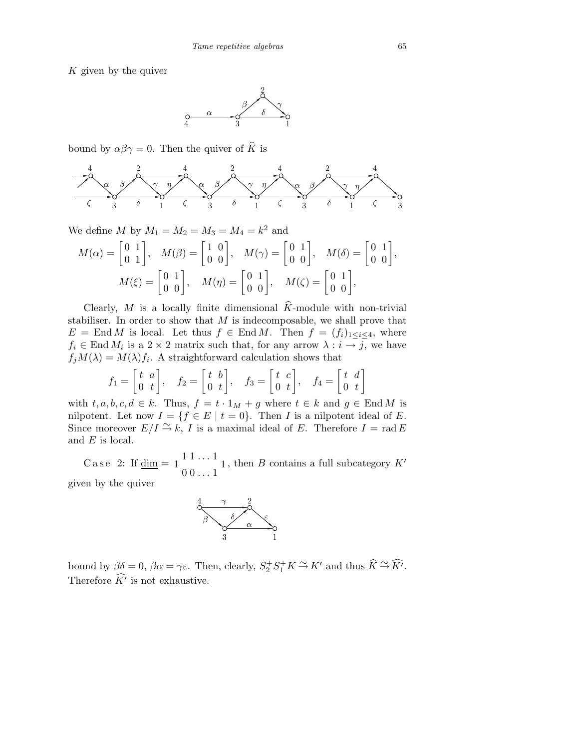$K$ given by the quiver

bound by $\alpha\beta\gamma = 0$. Then the quiver of $\widehat{K}$ is

We define $M$ by $M_1 = M_2 = M_3 = M_4 = k^2$ and

$$M(\alpha) = \begin{bmatrix} 0 & 1 \\ 0 & 1 \end{bmatrix}, \quad M(\beta) = \begin{bmatrix} 1 & 0 \\ 0 & 0 \end{bmatrix}, \quad M(\gamma) = \begin{bmatrix} 0 & 1 \\ 0 & 0 \end{bmatrix}, \quad M(\delta) = \begin{bmatrix} 0 & 1 \\ 0 & 0 \end{bmatrix},$$

$$M(\xi) = \begin{bmatrix} 0 & 1 \\ 0 & 0 \end{bmatrix}, \quad M(\eta) = \begin{bmatrix} 0 & 1 \\ 0 & 0 \end{bmatrix}, \quad M(\zeta) = \begin{bmatrix} 0 & 1 \\ 0 & 0 \end{bmatrix},$$

Clearly, $M$ is a locally finite dimensional $\widehat{K}$-module with non-trivial stabiliser. In order to show that $M$ is indecomposable, we shall prove that $E = \operatorname{End} M$ is local. Let thus $f \in \operatorname{End} M$. Then $f = (f_i)_{1 \le i \le 4}$, where $f_i \in \operatorname{End} M_i$ is a $2 \times 2$ matrix such that, for any arrow $\lambda : i \to j$, we have $f_j M(\lambda) = M(\lambda) f_i$. A straightforward calculation shows that

$$f_1 = \begin{bmatrix} t & a \\ 0 & t \end{bmatrix}, \quad f_2 = \begin{bmatrix} t & b \\ 0 & t \end{bmatrix}, \quad f_3 = \begin{bmatrix} t & c \\ 0 & t \end{bmatrix}, \quad f_4 = \begin{bmatrix} t & d \\ 0 & t \end{bmatrix}$$

with $t, a, b, c, d \in k$. Thus, $f = t \cdot 1_M + g$ where $t \in k$ and $g \in \operatorname{End} M$ is nilpotent. Let now $I = \{f \in E \mid t = 0\}$. Then $I$ is a nilpotent ideal of $E$. Since moreover $E/I \xrightarrow{\sim} k$, $I$ is a maximal ideal of $E$. Therefore $I = \operatorname{rad} E$ and $E$ is local.

Case 2: If $\underline{\dim} = 1 \begin{smallmatrix} 1\,1 \ldots 1 \\ 0\,0 \ldots 1 \end{smallmatrix} 1$, then $B$ contains a full subcategory $K'$ given by the quiver

bound by $\beta\delta = 0$, $\beta\alpha = \gamma\varepsilon$. Then, clearly, $S_2^+ S_1^+ K \xrightarrow{\sim} K'$ and thus $\widehat{K} \xrightarrow{\sim} \widehat{K'}$. Therefore $\widehat{K'}$ is not exhaustive.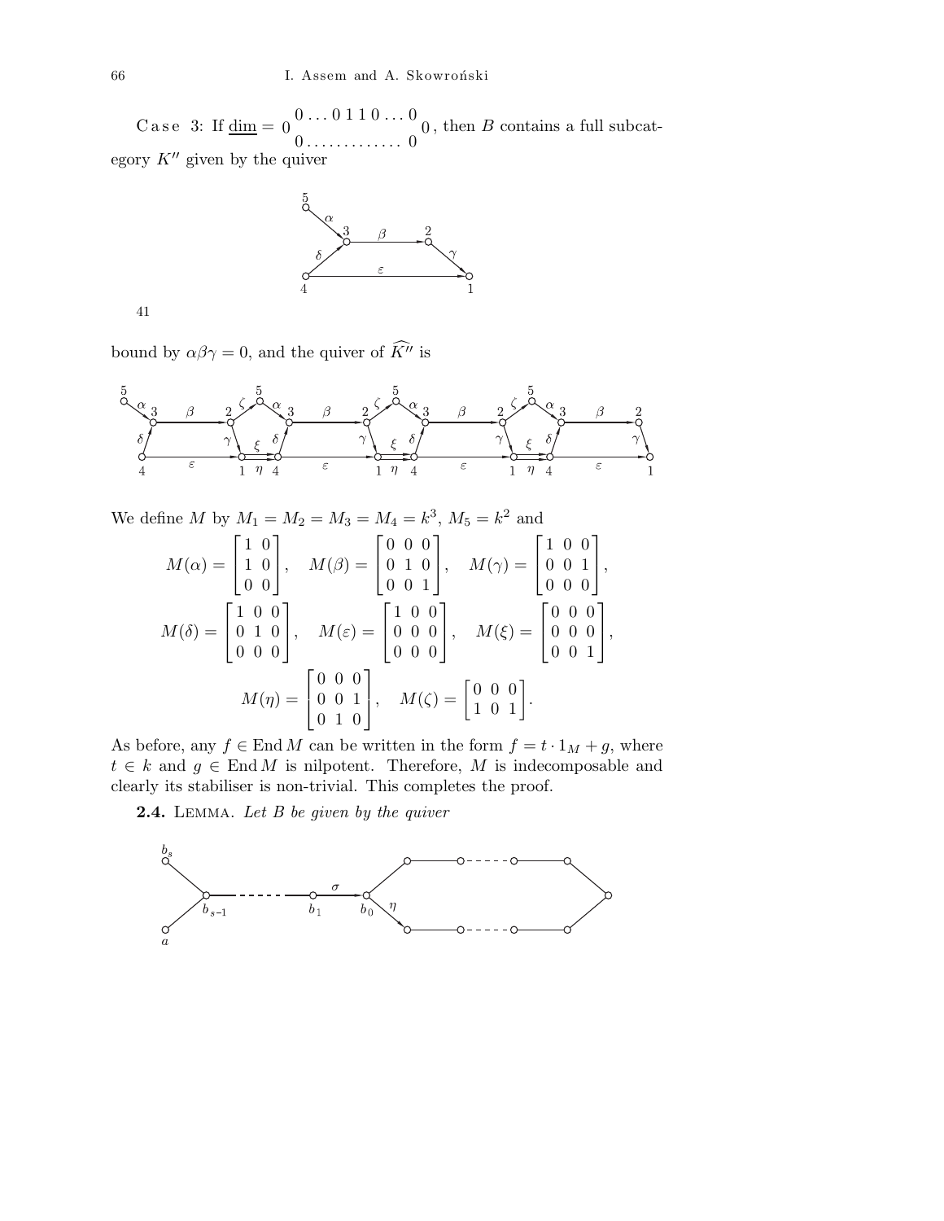Case 3: If $\underline{\dim} = {}_0\begin{smallmatrix} 0 \dots 0\,1\,1\,0 \dots 0 \\ 0 \dots\dots\dots\dots\dots 0 \end{smallmatrix}{}_0$, then $B$ contains a full subcategory $K''$ given by the quiver

41

bound by $\alpha\beta\gamma = 0$, and the quiver of $\widehat{K''}$ is

We define $M$ by $M_1 = M_2 = M_3 = M_4 = k^3$, $M_5 = k^2$ and

$$M(\alpha) = \begin{bmatrix} 1 & 0 \\ 1 & 0 \\ 0 & 0 \end{bmatrix}, \quad M(\beta) = \begin{bmatrix} 0 & 0 & 0 \\ 0 & 1 & 0 \\ 0 & 0 & 1 \end{bmatrix}, \quad M(\gamma) = \begin{bmatrix} 1 & 0 & 0 \\ 0 & 0 & 1 \\ 0 & 0 & 0 \end{bmatrix},$$

$$M(\delta) = \begin{bmatrix} 1 & 0 & 0 \\ 0 & 1 & 0 \\ 0 & 0 & 0 \end{bmatrix}, \quad M(\varepsilon) = \begin{bmatrix} 1 & 0 & 0 \\ 0 & 0 & 0 \\ 0 & 0 & 0 \end{bmatrix}, \quad M(\xi) = \begin{bmatrix} 0 & 0 & 0 \\ 0 & 0 & 0 \\ 0 & 0 & 1 \end{bmatrix},$$

$$M(\eta) = \begin{bmatrix} 0 & 0 & 0 \\ 0 & 0 & 1 \\ 0 & 1 & 0 \end{bmatrix}, \quad M(\zeta) = \begin{bmatrix} 0 & 0 & 0 \\ 1 & 0 & 1 \end{bmatrix}.$$

As before, any $f \in \operatorname{End} M$ can be written in the form $f = t \cdot 1_M + g$, where $t \in k$ and $g \in \operatorname{End} M$ is nilpotent. Therefore, $M$ is indecomposable and clearly its stabiliser is non-trivial. This completes the proof.

**2.4.** Lemma. *Let $B$ be given by the quiver*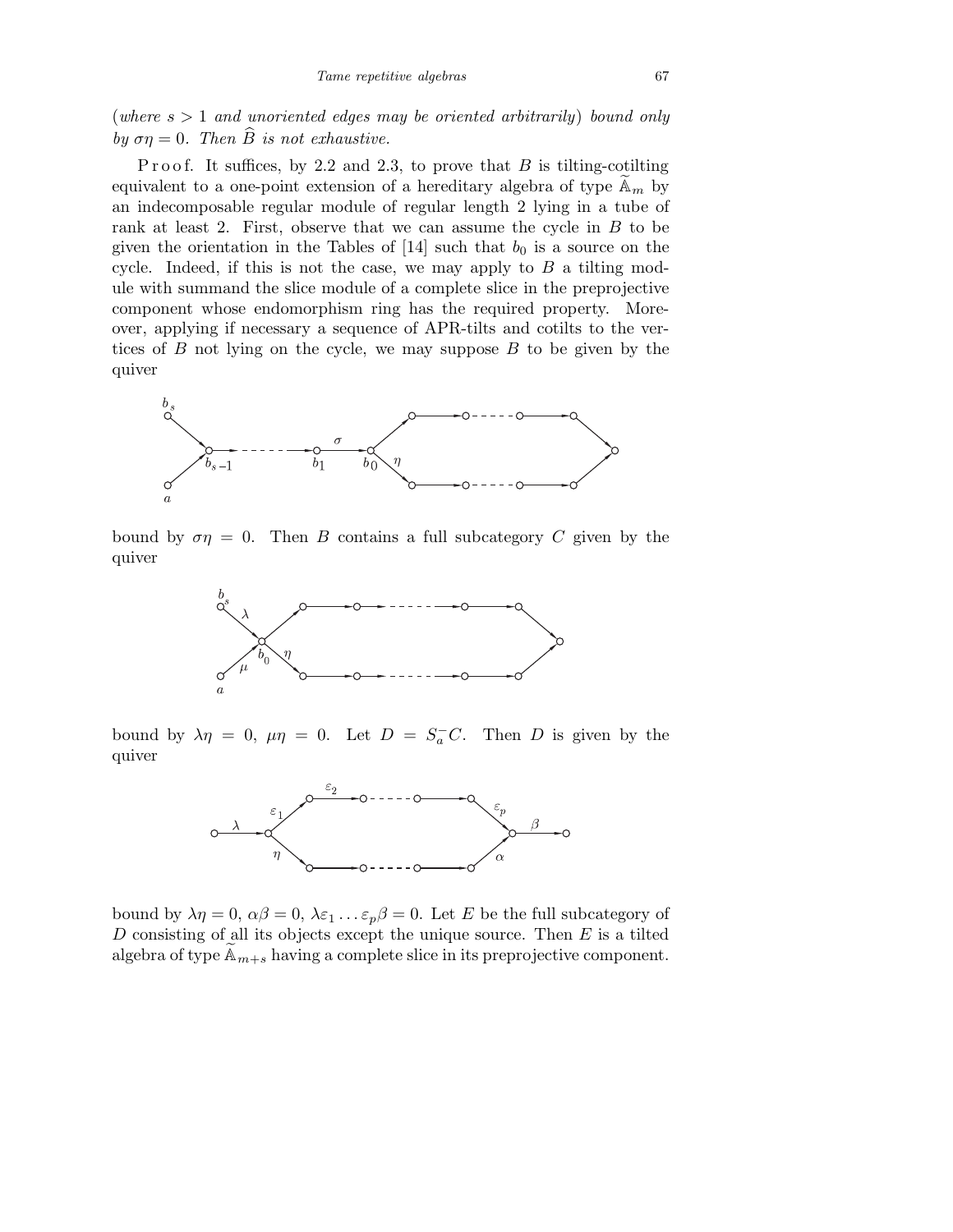(*where $s > 1$ and unoriented edges may be oriented arbitrarily*) *bound only by $\sigma\eta = 0$. Then $\widehat{B}$ is not exhaustive.*

Proof. It suffices, by 2.2 and 2.3, to prove that $B$ is tilting-cotilting equivalent to a one-point extension of a hereditary algebra of type $\widetilde{\mathbb{A}}_m$ by an indecomposable regular module of regular length 2 lying in a tube of rank at least 2. First, observe that we can assume the cycle in $B$ to be given the orientation in the Tables of [14] such that $b_0$ is a source on the cycle. Indeed, if this is not the case, we may apply to $B$ a tilting module with summand the slice module of a complete slice in the preprojective component whose endomorphism ring has the required property. Moreover, applying if necessary a sequence of APR-tilts and cotilts to the vertices of $B$ not lying on the cycle, we may suppose $B$ to be given by the quiver

bound by $\sigma\eta = 0$. Then $B$ contains a full subcategory $C$ given by the quiver

bound by $\lambda\eta = 0$, $\mu\eta = 0$. Let $D = S_a^- C$. Then $D$ is given by the quiver

bound by $\lambda\eta = 0$, $\alpha\beta = 0$, $\lambda\varepsilon_1 \ldots \varepsilon_p\beta = 0$. Let $E$ be the full subcategory of $D$ consisting of all its objects except the unique source. Then $E$ is a tilted algebra of type $\widetilde{\mathbb{A}}_{m+s}$ having a complete slice in its preprojective component.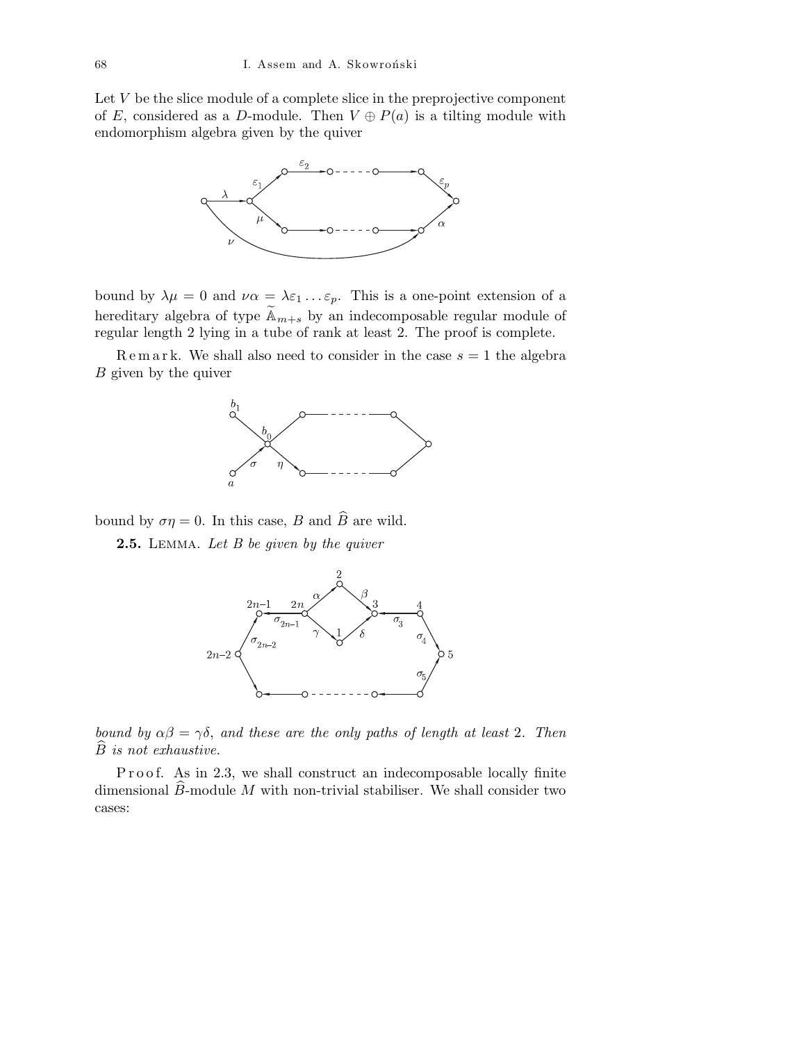Let $V$ be the slice module of a complete slice in the preprojective component of $E$, considered as a $D$-module. Then $V \oplus P(a)$ is a tilting module with endomorphism algebra given by the quiver

bound by $\lambda\mu = 0$ and $\nu\alpha = \lambda\varepsilon_1 \ldots \varepsilon_p$. This is a one-point extension of a hereditary algebra of type $\widetilde{\mathbb{A}}_{m+s}$ by an indecomposable regular module of regular length 2 lying in a tube of rank at least 2. The proof is complete.

Remark. We shall also need to consider in the case $s = 1$ the algebra $B$ given by the quiver

bound by $\sigma\eta = 0$. In this case, $B$ and $\widehat{B}$ are wild.

**2.5.** Lemma. *Let $B$ be given by the quiver*

*bound by $\alpha\beta = \gamma\delta$, and these are the only paths of length at least* 2. *Then $\widehat{B}$ is not exhaustive.*

Proof. As in 2.3, we shall construct an indecomposable locally finite dimensional $\widehat{B}$-module $M$ with non-trivial stabiliser. We shall consider two cases: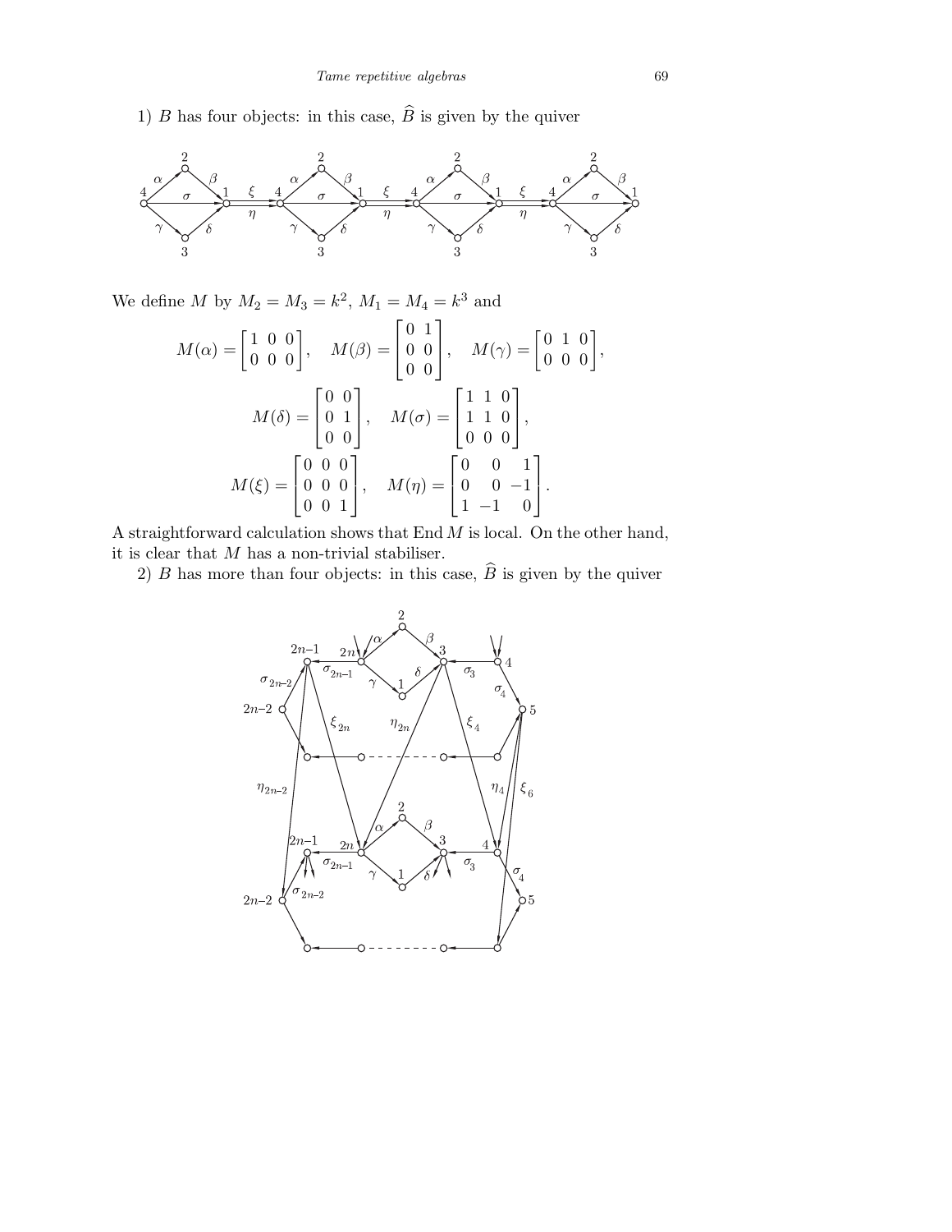1) $B$ has four objects: in this case, $\widehat{B}$ is given by the quiver

We define $M$ by $M_2 = M_3 = k^2$, $M_1 = M_4 = k^3$ and

$$M(\alpha) = \begin{bmatrix} 1 & 0 & 0 \\ 0 & 0 & 0 \end{bmatrix}, \quad M(\beta) = \begin{bmatrix} 0 & 1 \\ 0 & 0 \\ 0 & 0 \end{bmatrix}, \quad M(\gamma) = \begin{bmatrix} 0 & 1 & 0 \\ 0 & 0 & 0 \end{bmatrix},$$

$$M(\delta) = \begin{bmatrix} 0 & 0 \\ 0 & 1 \\ 0 & 0 \end{bmatrix}, \quad M(\sigma) = \begin{bmatrix} 1 & 1 & 0 \\ 1 & 1 & 0 \\ 0 & 0 & 0 \end{bmatrix},$$

$$M(\xi) = \begin{bmatrix} 0 & 0 & 0 \\ 0 & 0 & 0 \\ 0 & 0 & 1 \end{bmatrix}, \quad M(\eta) = \begin{bmatrix} 0 & 0 & 1 \\ 0 & 0 & -1 \\ 1 & -1 & 0 \end{bmatrix}.$$

A straightforward calculation shows that $\operatorname{End} M$ is local. On the other hand, it is clear that $M$ has a non-trivial stabiliser.

2) $B$ has more than four objects: in this case, $\widehat{B}$ is given by the quiver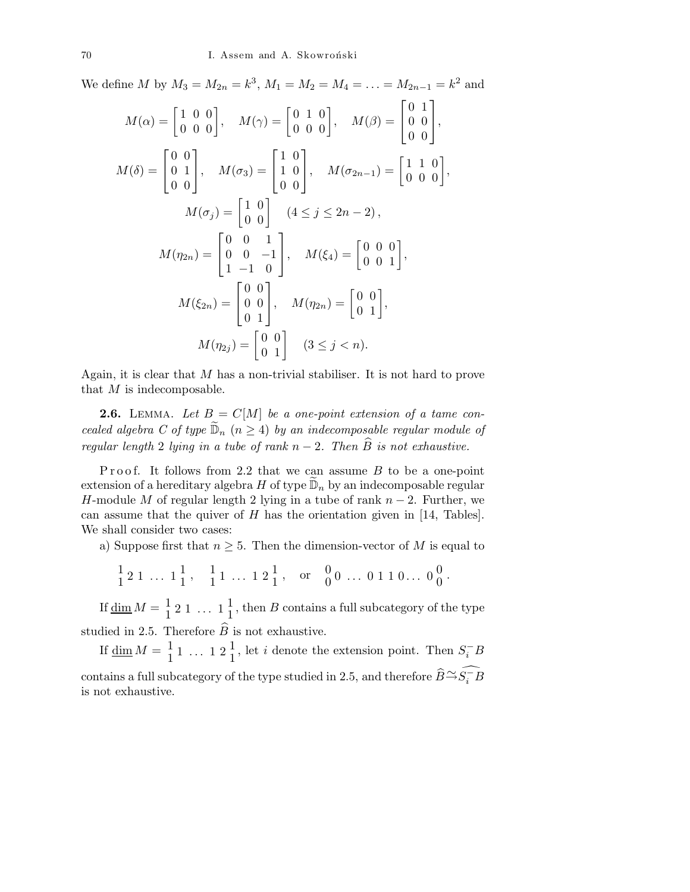We define $M$ by $M_3 = M_{2n} = k^3$, $M_1 = M_2 = M_4 = \ldots = M_{2n-1} = k^2$ and

$$M(\alpha) = \begin{bmatrix} 1 & 0 & 0 \\ 0 & 0 & 0 \end{bmatrix}, \quad M(\gamma) = \begin{bmatrix} 0 & 1 & 0 \\ 0 & 0 & 0 \end{bmatrix}, \quad M(\beta) = \begin{bmatrix} 0 & 1 \\ 0 & 0 \\ 0 & 0 \end{bmatrix},$$

$$M(\delta) = \begin{bmatrix} 0 & 0 \\ 0 & 1 \\ 0 & 0 \end{bmatrix}, \quad M(\sigma_3) = \begin{bmatrix} 1 & 0 \\ 1 & 0 \\ 0 & 0 \end{bmatrix}, \quad M(\sigma_{2n-1}) = \begin{bmatrix} 1 & 1 & 0 \\ 0 & 0 & 0 \end{bmatrix},$$

$$M(\sigma_j) = \begin{bmatrix} 1 & 0 \\ 0 & 0 \end{bmatrix} \quad (4 \le j \le 2n-2),$$

$$M(\eta_{2n}) = \begin{bmatrix} 0 & 0 & 1 \\ 0 & 0 & -1 \\ 1 & -1 & 0 \end{bmatrix}, \quad M(\xi_4) = \begin{bmatrix} 0 & 0 & 0 \\ 0 & 0 & 1 \end{bmatrix},$$

$$M(\xi_{2n}) = \begin{bmatrix} 0 & 0 \\ 0 & 0 \\ 0 & 1 \end{bmatrix}, \quad M(\eta_{2n}) = \begin{bmatrix} 0 & 0 \\ 0 & 1 \end{bmatrix},$$

$$M(\eta_{2j}) = \begin{bmatrix} 0 & 0 \\ 0 & 1 \end{bmatrix} \quad (3 \le j < n).$$

Again, it is clear that $M$ has a non-trivial stabiliser. It is not hard to prove that $M$ is indecomposable.

**2.6.** Lemma. *Let $B = C[M]$ be a one-point extension of a tame concealed algebra $C$ of type $\widetilde{\mathbb{D}}_n$ $(n \ge 4)$ by an indecomposable regular module of regular length* 2 *lying in a tube of rank $n-2$. Then $\widehat{B}$ is not exhaustive.*

Proof. It follows from 2.2 that we can assume $B$ to be a one-point extension of a hereditary algebra $H$ of type $\widetilde{\mathbb{D}}_n$ by an indecomposable regular $H$-module $M$ of regular length 2 lying in a tube of rank $n-2$. Further, we can assume that the quiver of $H$ has the orientation given in [14, Tables]. We shall consider two cases:

a) Suppose first that $n \ge 5$. Then the dimension-vector of $M$ is equal to

$$\begin{smallmatrix}1\\1\end{smallmatrix}\,2\;1\;\ldots\;1\,\begin{smallmatrix}1\\1\end{smallmatrix}, \quad \begin{smallmatrix}1\\1\end{smallmatrix}\,1\;\ldots\;1\;2\,\begin{smallmatrix}1\\1\end{smallmatrix}, \quad \text{or} \quad \begin{smallmatrix}0\\0\end{smallmatrix}\,0\;\ldots\;0\;1\;1\;0\ldots\;0\,\begin{smallmatrix}0\\0\end{smallmatrix}.$$

If $\underline{\dim}\, M = \begin{smallmatrix}1\\1\end{smallmatrix}\,2\;1\;\ldots\;1\,\begin{smallmatrix}1\\1\end{smallmatrix}$, then $B$ contains a full subcategory of the type studied in 2.5. Therefore $\widehat{B}$ is not exhaustive.

If $\underline{\dim}\, M = \begin{smallmatrix}1\\1\end{smallmatrix}\,1\;\ldots\;1\;2\,\begin{smallmatrix}1\\1\end{smallmatrix}$, let $i$ denote the extension point. Then $S_i^- B$ contains a full subcategory of the type studied in 2.5, and therefore $\widehat{B} \xrightarrow{\sim} \widehat{S_i^- B}$ is not exhaustive.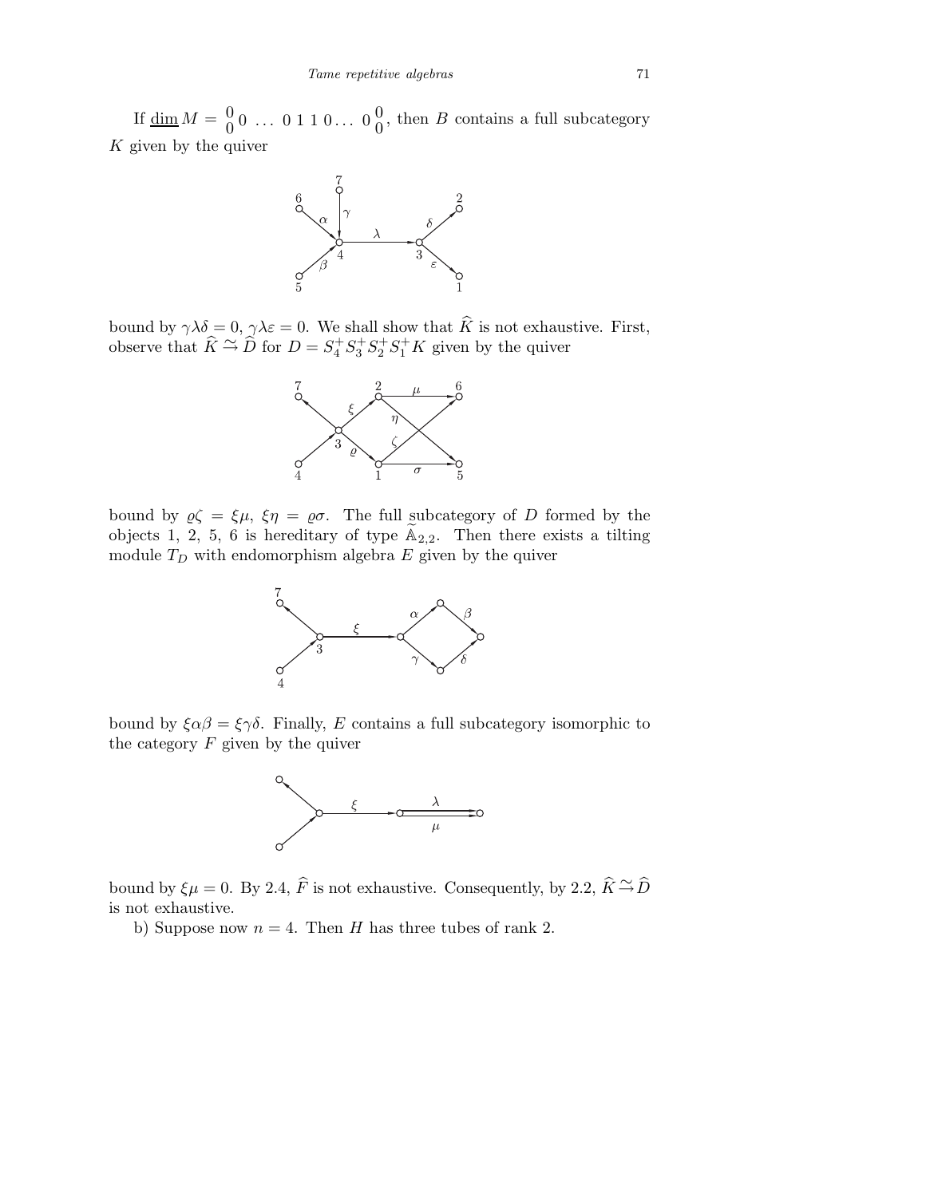If $\underline{\dim} M = {}^{0}_{0} 0 \ \ldots \ 0\ 1\ 1\ 0 \ldots \ 0\, {}^{0}_{0}$, then $B$ contains a full subcategory $K$ given by the quiver

bound by $\gamma\lambda\delta = 0$, $\gamma\lambda\varepsilon = 0$. We shall show that $\widehat{K}$ is not exhaustive. First, observe that $\widehat{K} \xrightarrow{\sim} \widehat{D}$ for $D = S_4^+ S_3^+ S_2^+ S_1^+ K$ given by the quiver

bound by $\varrho\zeta = \xi\mu$, $\xi\eta = \varrho\sigma$. The full subcategory of $D$ formed by the objects 1, 2, 5, 6 is hereditary of type $\widetilde{\mathbb{A}}_{2,2}$. Then there exists a tilting module $T_D$ with endomorphism algebra $E$ given by the quiver

bound by $\xi\alpha\beta = \xi\gamma\delta$. Finally, $E$ contains a full subcategory isomorphic to the category $F$ given by the quiver

bound by $\xi\mu = 0$. By 2.4, $\widehat{F}$ is not exhaustive. Consequently, by 2.2, $\widehat{K} \xrightarrow{\sim} \widehat{D}$ is not exhaustive.

b) Suppose now $n = 4$. Then $H$ has three tubes of rank 2.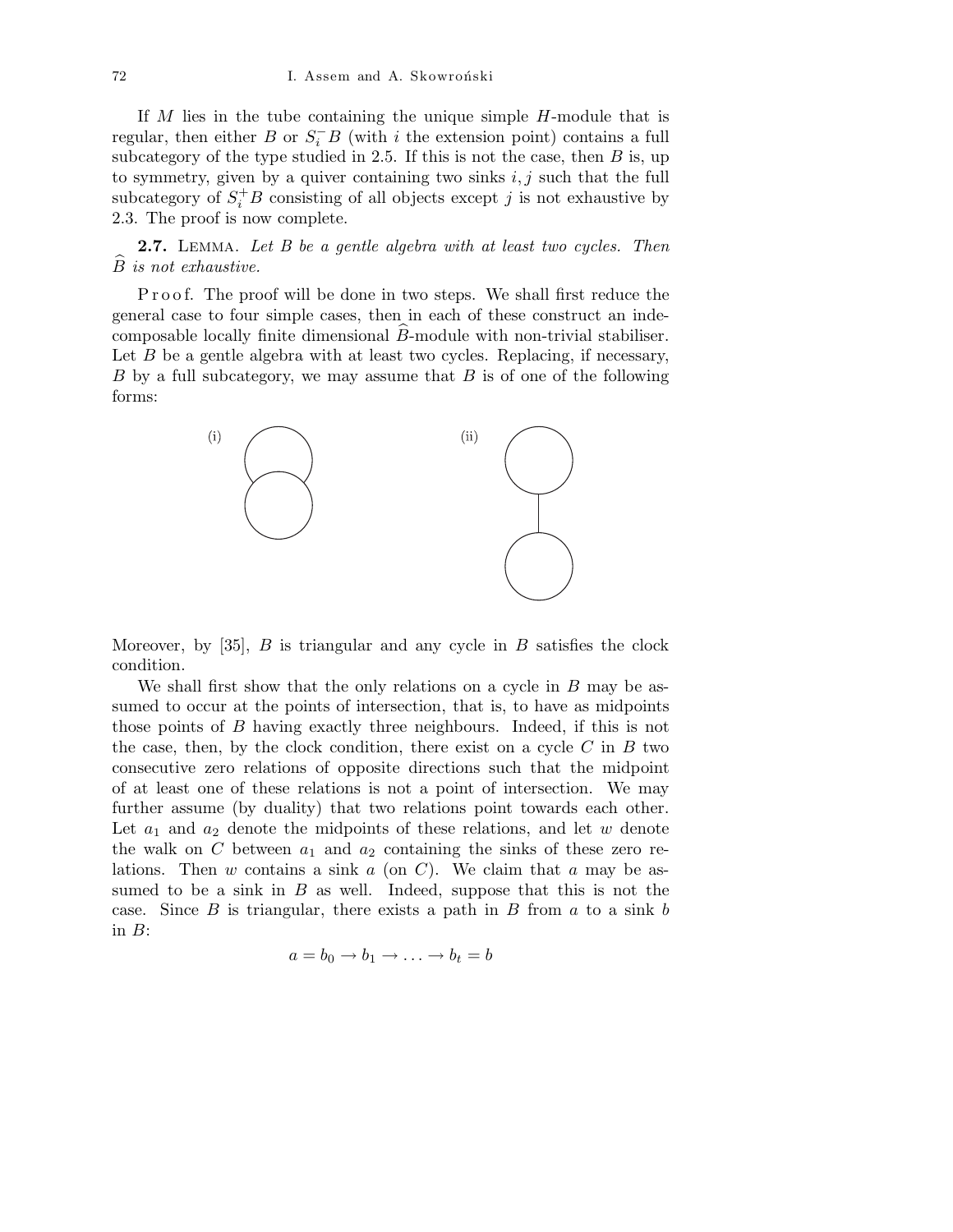If $M$ lies in the tube containing the unique simple $H$-module that is regular, then either $B$ or $S_i^- B$ (with $i$ the extension point) contains a full subcategory of the type studied in 2.5. If this is not the case, then $B$ is, up to symmetry, given by a quiver containing two sinks $i, j$ such that the full subcategory of $S_i^+ B$ consisting of all objects except $j$ is not exhaustive by 2.3. The proof is now complete.

**2.7.** LEMMA. *Let $B$ be a gentle algebra with at least two cycles. Then $\widehat{B}$ is not exhaustive.*

Proof. The proof will be done in two steps. We shall first reduce the general case to four simple cases, then in each of these construct an indecomposable locally finite dimensional $\widehat{B}$-module with non-trivial stabiliser. Let $B$ be a gentle algebra with at least two cycles. Replacing, if necessary, $B$ by a full subcategory, we may assume that $B$ is of one of the following forms:

(i) (ii)

Moreover, by [35], $B$ is triangular and any cycle in $B$ satisfies the clock condition.

We shall first show that the only relations on a cycle in $B$ may be assumed to occur at the points of intersection, that is, to have as midpoints those points of $B$ having exactly three neighbours. Indeed, if this is not the case, then, by the clock condition, there exist on a cycle $C$ in $B$ two consecutive zero relations of opposite directions such that the midpoint of at least one of these relations is not a point of intersection. We may further assume (by duality) that two relations point towards each other. Let $a_1$ and $a_2$ denote the midpoints of these relations, and let $w$ denote the walk on $C$ between $a_1$ and $a_2$ containing the sinks of these zero relations. Then $w$ contains a sink $a$ (on $C$). We claim that $a$ may be assumed to be a sink in $B$ as well. Indeed, suppose that this is not the case. Since $B$ is triangular, there exists a path in $B$ from $a$ to a sink $b$ in $B$:

$$a = b_0 \to b_1 \to \ldots \to b_t = b$$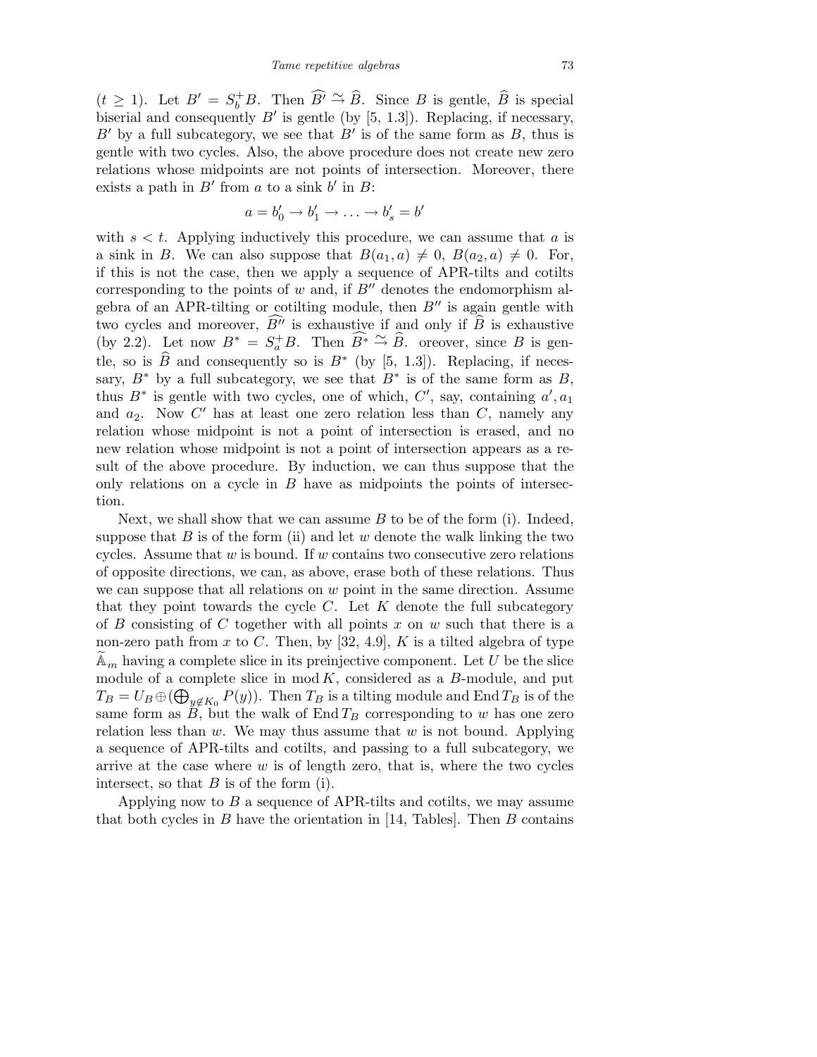($t \geq 1$). Let $B' = S_b^+ B$. Then $\widehat{B'} \xrightarrow{\sim} \widehat{B}$. Since $B$ is gentle, $\widehat{B}$ is special biserial and consequently $B'$ is gentle (by [5, 1.3]). Replacing, if necessary, $B'$ by a full subcategory, we see that $B'$ is of the same form as $B$, thus is gentle with two cycles. Also, the above procedure does not create new zero relations whose midpoints are not points of intersection. Moreover, there exists a path in $B'$ from $a$ to a sink $b'$ in $B$:

$$a = b'_0 \to b'_1 \to \ldots \to b'_s = b'$$

with $s < t$. Applying inductively this procedure, we can assume that $a$ is a sink in $B$. We can also suppose that $B(a_1, a) \neq 0$, $B(a_2, a) \neq 0$. For, if this is not the case, then we apply a sequence of APR-tilts and cotilts corresponding to the points of $w$ and, if $B''$ denotes the endomorphism algebra of an APR-tilting or cotilting module, then $B''$ is again gentle with two cycles and moreover, $\widehat{B''}$ is exhaustive if and only if $\widehat{B}$ is exhaustive (by 2.2). Let now $B^* = S_a^+ B$. Then $\widehat{B^*} \xrightarrow{\sim} \widehat{B}$. oreover, since $B$ is gentle, so is $\widehat{B}$ and consequently so is $B^*$ (by [5, 1.3]). Replacing, if necessary, $B^*$ by a full subcategory, we see that $B^*$ is of the same form as $B$, thus $B^*$ is gentle with two cycles, one of which, $C'$, say, containing $a', a_1$ and $a_2$. Now $C'$ has at least one zero relation less than $C$, namely any relation whose midpoint is not a point of intersection is erased, and no new relation whose midpoint is not a point of intersection appears as a result of the above procedure. By induction, we can thus suppose that the only relations on a cycle in $B$ have as midpoints the points of intersection.

Next, we shall show that we can assume $B$ to be of the form (i). Indeed, suppose that $B$ is of the form (ii) and let $w$ denote the walk linking the two cycles. Assume that $w$ is bound. If $w$ contains two consecutive zero relations of opposite directions, we can, as above, erase both of these relations. Thus we can suppose that all relations on $w$ point in the same direction. Assume that they point towards the cycle $C$. Let $K$ denote the full subcategory of $B$ consisting of $C$ together with all points $x$ on $w$ such that there is a non-zero path from $x$ to $C$. Then, by [32, 4.9], $K$ is a tilted algebra of type $\widetilde{\mathbb{A}}_m$ having a complete slice in its preinjective component. Let $U$ be the slice module of a complete slice in $\operatorname{mod} K$, considered as a $B$-module, and put $T_B = U_B \oplus (\bigoplus_{y \notin K_0} P(y))$. Then $T_B$ is a tilting module and $\operatorname{End} T_B$ is of the same form as $B$, but the walk of $\operatorname{End} T_B$ corresponding to $w$ has one zero relation less than $w$. We may thus assume that $w$ is not bound. Applying a sequence of APR-tilts and cotilts, and passing to a full subcategory, we arrive at the case where $w$ is of length zero, that is, where the two cycles intersect, so that $B$ is of the form (i).

Applying now to $B$ a sequence of APR-tilts and cotilts, we may assume that both cycles in $B$ have the orientation in [14, Tables]. Then $B$ contains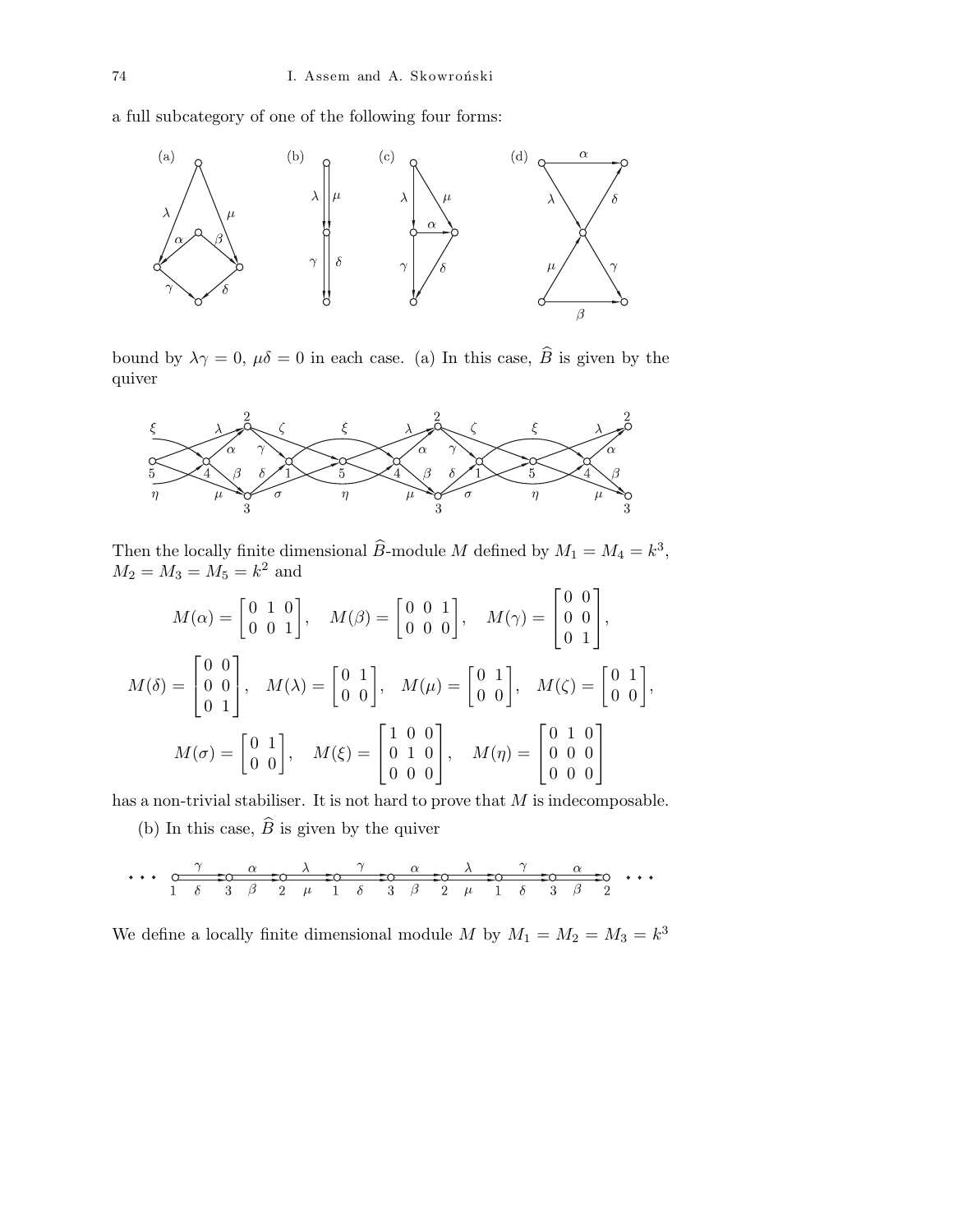a full subcategory of one of the following four forms:

bound by $\lambda\gamma = 0$, $\mu\delta = 0$ in each case. (a) In this case, $\widehat{B}$ is given by the quiver

Then the locally finite dimensional $\widehat{B}$-module $M$ defined by $M_1 = M_4 = k^3$, $M_2 = M_3 = M_5 = k^2$ and

$$M(\alpha) = \begin{bmatrix} 0 & 1 & 0 \\ 0 & 0 & 1 \end{bmatrix}, \quad M(\beta) = \begin{bmatrix} 0 & 0 & 1 \\ 0 & 0 & 0 \end{bmatrix}, \quad M(\gamma) = \begin{bmatrix} 0 & 0 \\ 0 & 0 \\ 0 & 1 \end{bmatrix},$$

$$M(\delta) = \begin{bmatrix} 0 & 0 \\ 0 & 0 \\ 0 & 1 \end{bmatrix}, \quad M(\lambda) = \begin{bmatrix} 0 & 1 \\ 0 & 0 \end{bmatrix}, \quad M(\mu) = \begin{bmatrix} 0 & 1 \\ 0 & 0 \end{bmatrix}, \quad M(\zeta) = \begin{bmatrix} 0 & 1 \\ 0 & 0 \end{bmatrix},$$

$$M(\sigma) = \begin{bmatrix} 0 & 1 \\ 0 & 0 \end{bmatrix}, \quad M(\xi) = \begin{bmatrix} 1 & 0 & 0 \\ 0 & 1 & 0 \\ 0 & 0 & 0 \end{bmatrix}, \quad M(\eta) = \begin{bmatrix} 0 & 1 & 0 \\ 0 & 0 & 0 \\ 0 & 0 & 0 \end{bmatrix}$$

has a non-trivial stabiliser. It is not hard to prove that $M$ is indecomposable.

(b) In this case, $\widehat{B}$ is given by the quiver

We define a locally finite dimensional module $M$ by $M_1 = M_2 = M_3 = k^3$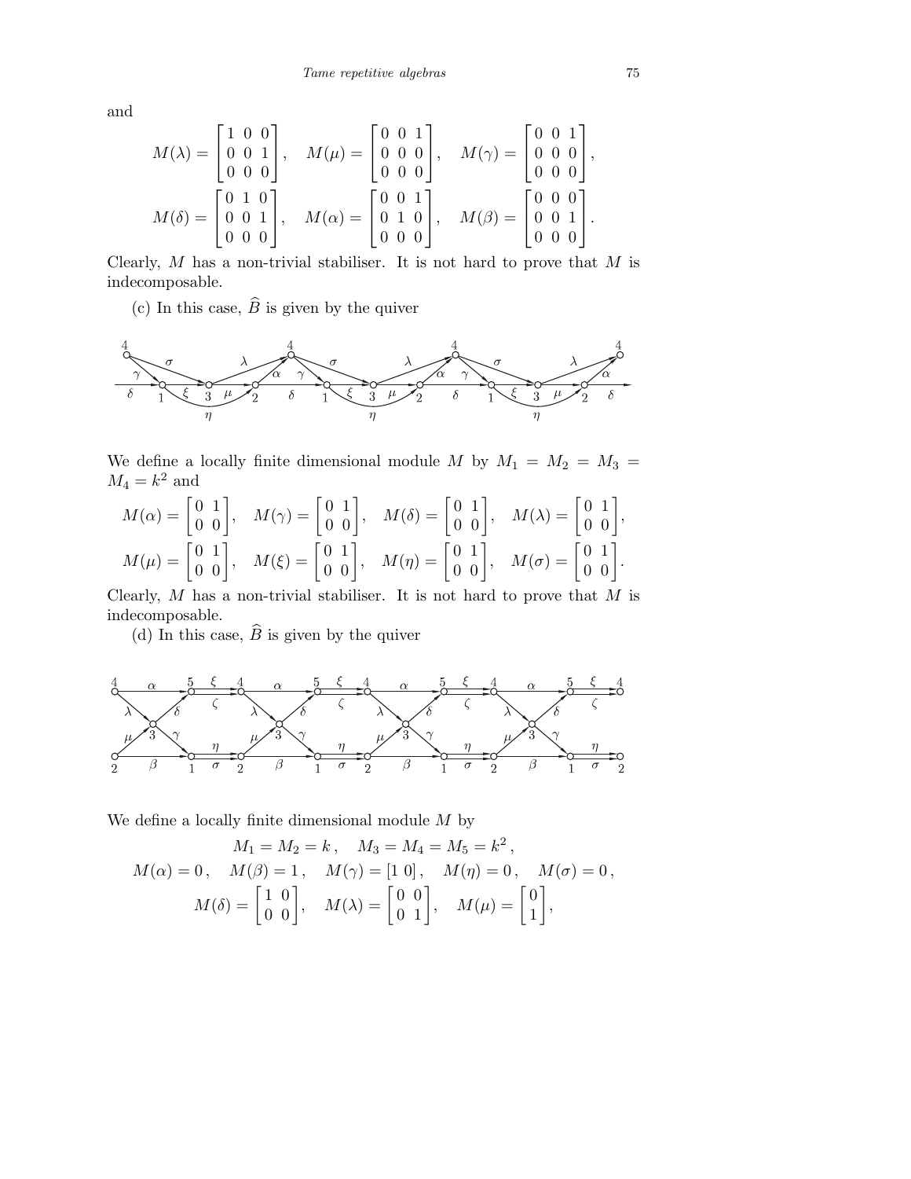and

$$M(\lambda) = \begin{bmatrix} 1 & 0 & 0 \\ 0 & 0 & 1 \\ 0 & 0 & 0 \end{bmatrix}, \quad M(\mu) = \begin{bmatrix} 0 & 0 & 1 \\ 0 & 0 & 0 \\ 0 & 0 & 0 \end{bmatrix}, \quad M(\gamma) = \begin{bmatrix} 0 & 0 & 1 \\ 0 & 0 & 0 \\ 0 & 0 & 0 \end{bmatrix},$$

$$M(\delta) = \begin{bmatrix} 0 & 1 & 0 \\ 0 & 0 & 1 \\ 0 & 0 & 0 \end{bmatrix}, \quad M(\alpha) = \begin{bmatrix} 0 & 0 & 1 \\ 0 & 1 & 0 \\ 0 & 0 & 0 \end{bmatrix}, \quad M(\beta) = \begin{bmatrix} 0 & 0 & 0 \\ 0 & 0 & 1 \\ 0 & 0 & 0 \end{bmatrix}.$$

Clearly, $M$ has a non-trivial stabiliser. It is not hard to prove that $M$ is indecomposable.

(c) In this case, $\widehat{B}$ is given by the quiver

We define a locally finite dimensional module $M$ by $M_1 = M_2 = M_3 = M_4 = k^2$ and

$$M(\alpha) = \begin{bmatrix} 0 & 1 \\ 0 & 0 \end{bmatrix}, \quad M(\gamma) = \begin{bmatrix} 0 & 1 \\ 0 & 0 \end{bmatrix}, \quad M(\delta) = \begin{bmatrix} 0 & 1 \\ 0 & 0 \end{bmatrix}, \quad M(\lambda) = \begin{bmatrix} 0 & 1 \\ 0 & 0 \end{bmatrix},$$

$$M(\mu) = \begin{bmatrix} 0 & 1 \\ 0 & 0 \end{bmatrix}, \quad M(\xi) = \begin{bmatrix} 0 & 1 \\ 0 & 0 \end{bmatrix}, \quad M(\eta) = \begin{bmatrix} 0 & 1 \\ 0 & 0 \end{bmatrix}, \quad M(\sigma) = \begin{bmatrix} 0 & 1 \\ 0 & 0 \end{bmatrix}.$$

Clearly, $M$ has a non-trivial stabiliser. It is not hard to prove that $M$ is indecomposable.

(d) In this case, $\widehat{B}$ is given by the quiver

We define a locally finite dimensional module $M$ by

$$M_1 = M_2 = k, \quad M_3 = M_4 = M_5 = k^2,$$

$$M(\alpha) = 0, \quad M(\beta) = 1, \quad M(\gamma) = [1\ 0], \quad M(\eta) = 0, \quad M(\sigma) = 0,$$

$$M(\delta) = \begin{bmatrix} 1 & 0 \\ 0 & 0 \end{bmatrix}, \quad M(\lambda) = \begin{bmatrix} 0 & 0 \\ 0 & 1 \end{bmatrix}, \quad M(\mu) = \begin{bmatrix} 0 \\ 1 \end{bmatrix},$$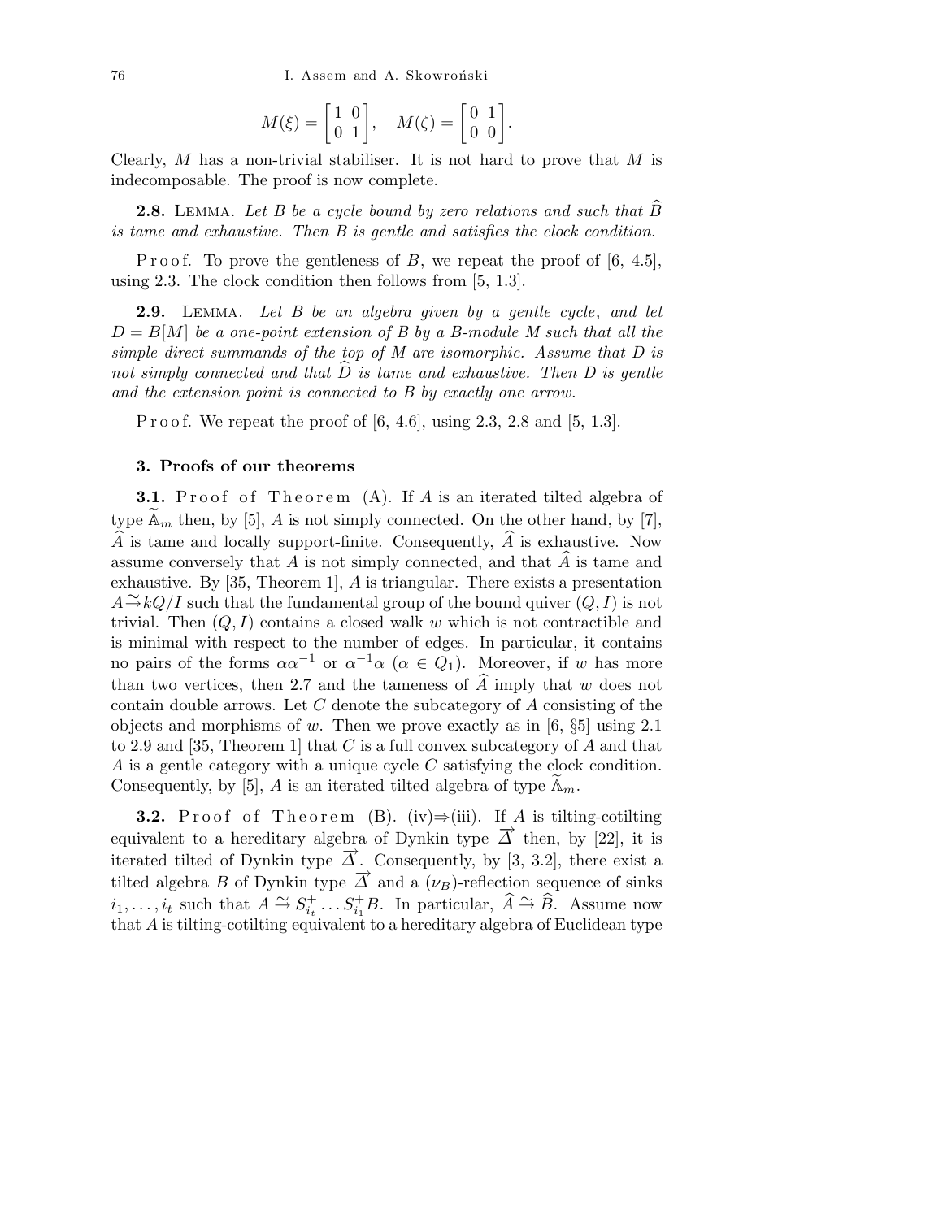$$M(\xi) = \begin{bmatrix} 1 & 0 \\ 0 & 1 \end{bmatrix}, \quad M(\zeta) = \begin{bmatrix} 0 & 1 \\ 0 & 0 \end{bmatrix}.$$

Clearly, $M$ has a non-trivial stabiliser. It is not hard to prove that $M$ is indecomposable. The proof is now complete.

**2.8.** Lemma. *Let $B$ be a cycle bound by zero relations and such that $\widehat{B}$ is tame and exhaustive. Then $B$ is gentle and satisfies the clock condition.*

Proof. To prove the gentleness of $B$, we repeat the proof of [6, 4.5], using 2.3. The clock condition then follows from [5, 1.3].

**2.9.** Lemma. *Let $B$ be an algebra given by a gentle cycle, and let $D = B[M]$ be a one-point extension of $B$ by a $B$-module $M$ such that all the simple direct summands of the top of $M$ are isomorphic. Assume that $D$ is not simply connected and that $\widehat{D}$ is tame and exhaustive. Then $D$ is gentle and the extension point is connected to $B$ by exactly one arrow.*

Proof. We repeat the proof of [6, 4.6], using 2.3, 2.8 and [5, 1.3].

## 3. Proofs of our theorems

**3.1.** Proof of Theorem (A). If $A$ is an iterated tilted algebra of type $\widetilde{\mathbb{A}}_m$ then, by [5], $A$ is not simply connected. On the other hand, by [7], $\widehat{A}$ is tame and locally support-finite. Consequently, $\widehat{A}$ is exhaustive. Now assume conversely that $A$ is not simply connected, and that $\widehat{A}$ is tame and exhaustive. By [35, Theorem 1], $A$ is triangular. There exists a presentation $A \xrightarrow{\sim} kQ/I$ such that the fundamental group of the bound quiver $(Q, I)$ is not trivial. Then $(Q, I)$ contains a closed walk $w$ which is not contractible and is minimal with respect to the number of edges. In particular, it contains no pairs of the forms $\alpha\alpha^{-1}$ or $\alpha^{-1}\alpha$ ($\alpha \in Q_1$). Moreover, if $w$ has more than two vertices, then 2.7 and the tameness of $\widehat{A}$ imply that $w$ does not contain double arrows. Let $C$ denote the subcategory of $A$ consisting of the objects and morphisms of $w$. Then we prove exactly as in [6, §5] using 2.1 to 2.9 and [35, Theorem 1] that $C$ is a full convex subcategory of $A$ and that $A$ is a gentle category with a unique cycle $C$ satisfying the clock condition. Consequently, by [5], $A$ is an iterated tilted algebra of type $\widetilde{\mathbb{A}}_m$.

**3.2.** Proof of Theorem (B). (iv)⇒(iii). If $A$ is tilting-cotilting equivalent to a hereditary algebra of Dynkin type $\overrightarrow{\Delta}$ then, by [22], it is iterated tilted of Dynkin type $\overrightarrow{\Delta}$. Consequently, by [3, 3.2], there exist a tilted algebra $B$ of Dynkin type $\overrightarrow{\Delta}$ and a ($\nu_B$)-reflection sequence of sinks $i_1, \ldots, i_t$ such that $A \xrightarrow{\sim} S^+_{i_t} \ldots S^+_{i_1} B$. In particular, $\widehat{A} \xrightarrow{\sim} \widehat{B}$. Assume now that $A$ is tilting-cotilting equivalent to a hereditary algebra of Euclidean type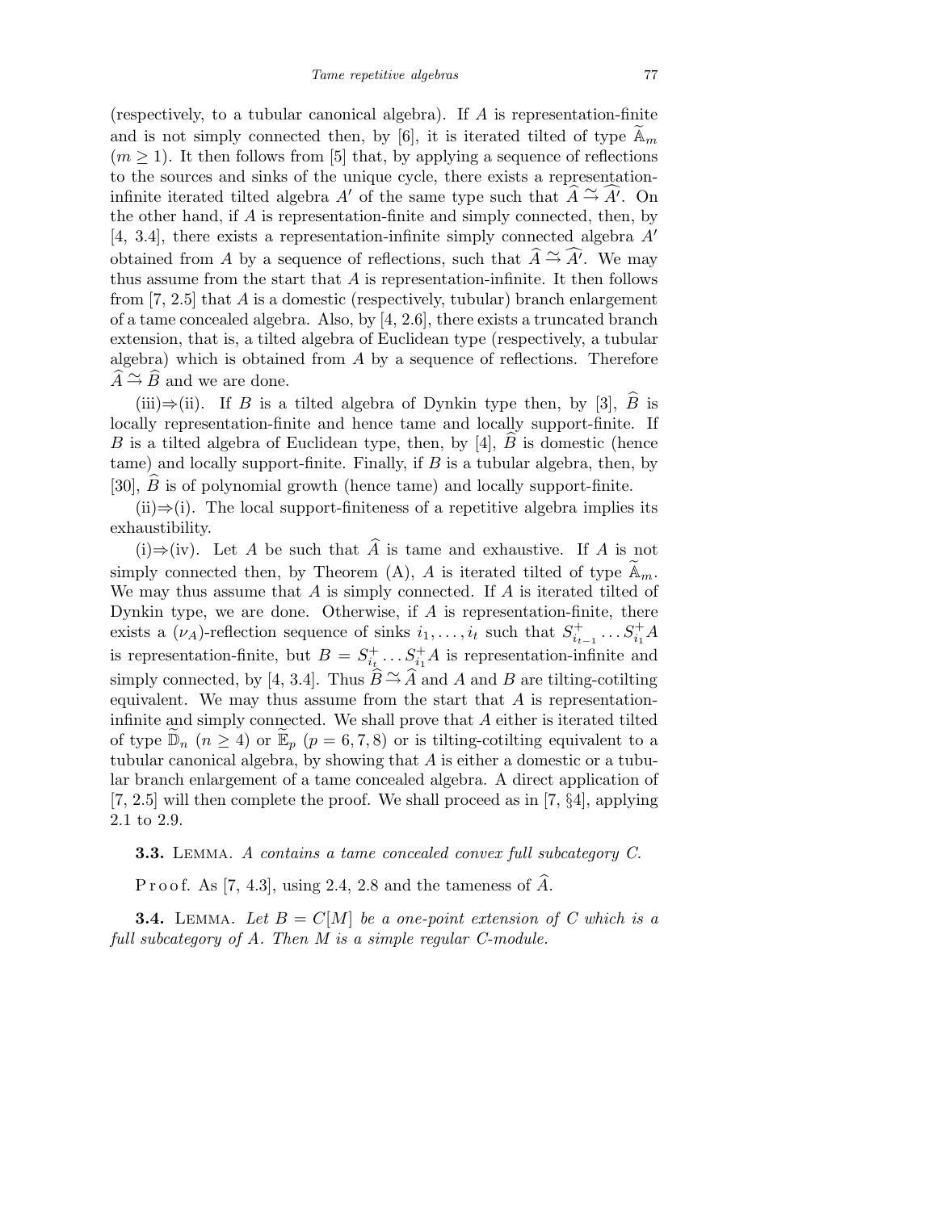(respectively, to a tubular canonical algebra). If $A$ is representation-finite and is not simply connected then, by [6], it is iterated tilted of type $\widetilde{\mathbb{A}}_m$ ($m \geq 1$). It then follows from [5] that, by applying a sequence of reflections to the sources and sinks of the unique cycle, there exists a representation-infinite iterated tilted algebra $A'$ of the same type such that $\widehat{A} \xrightarrow{\sim} \widehat{A'}$. On the other hand, if $A$ is representation-finite and simply connected, then, by [4, 3.4], there exists a representation-infinite simply connected algebra $A'$ obtained from $A$ by a sequence of reflections, such that $\widehat{A} \xrightarrow{\sim} \widehat{A'}$. We may thus assume from the start that $A$ is representation-infinite. It then follows from [7, 2.5] that $A$ is a domestic (respectively, tubular) branch enlargement of a tame concealed algebra. Also, by [4, 2.6], there exists a truncated branch extension, that is, a tilted algebra of Euclidean type (respectively, a tubular algebra) which is obtained from $A$ by a sequence of reflections. Therefore $\widehat{A} \xrightarrow{\sim} \widehat{B}$ and we are done.

(iii)⇒(ii). If $B$ is a tilted algebra of Dynkin type then, by [3], $\widehat{B}$ is locally representation-finite and hence tame and locally support-finite. If $B$ is a tilted algebra of Euclidean type, then, by [4], $\widehat{B}$ is domestic (hence tame) and locally support-finite. Finally, if $B$ is a tubular algebra, then, by [30], $\widehat{B}$ is of polynomial growth (hence tame) and locally support-finite.

(ii)⇒(i). The local support-finiteness of a repetitive algebra implies its exhaustibility.

(i)⇒(iv). Let $A$ be such that $\widehat{A}$ is tame and exhaustive. If $A$ is not simply connected then, by Theorem (A), $A$ is iterated tilted of type $\widetilde{\mathbb{A}}_m$. We may thus assume that $A$ is simply connected. If $A$ is iterated tilted of Dynkin type, we are done. Otherwise, if $A$ is representation-finite, there exists a $(\nu_A)$-reflection sequence of sinks $i_1, \ldots, i_t$ such that $S^+_{i_{t-1}} \ldots S^+_{i_1} A$ is representation-finite, but $B = S^+_{i_t} \ldots S^+_{i_1} A$ is representation-infinite and simply connected, by [4, 3.4]. Thus $\widehat{B} \xrightarrow{\sim} \widehat{A}$ and $A$ and $B$ are tilting-cotilting equivalent. We may thus assume from the start that $A$ is representation-infinite and simply connected. We shall prove that $A$ either is iterated tilted of type $\widetilde{\mathbb{D}}_n$ ($n \geq 4$) or $\widetilde{\mathbb{E}}_p$ ($p = 6, 7, 8$) or is tilting-cotilting equivalent to a tubular canonical algebra, by showing that $A$ is either a domestic or a tubular branch enlargement of a tame concealed algebra. A direct application of [7, 2.5] will then complete the proof. We shall proceed as in [7, §4], applying 2.1 to 2.9.

**3.3.** Lemma. *$A$ contains a tame concealed convex full subcategory $C$.*

Proof. As [7, 4.3], using 2.4, 2.8 and the tameness of $\widehat{A}$.

**3.4.** Lemma. *Let $B = C[M]$ be a one-point extension of $C$ which is a full subcategory of $A$. Then $M$ is a simple regular $C$-module.*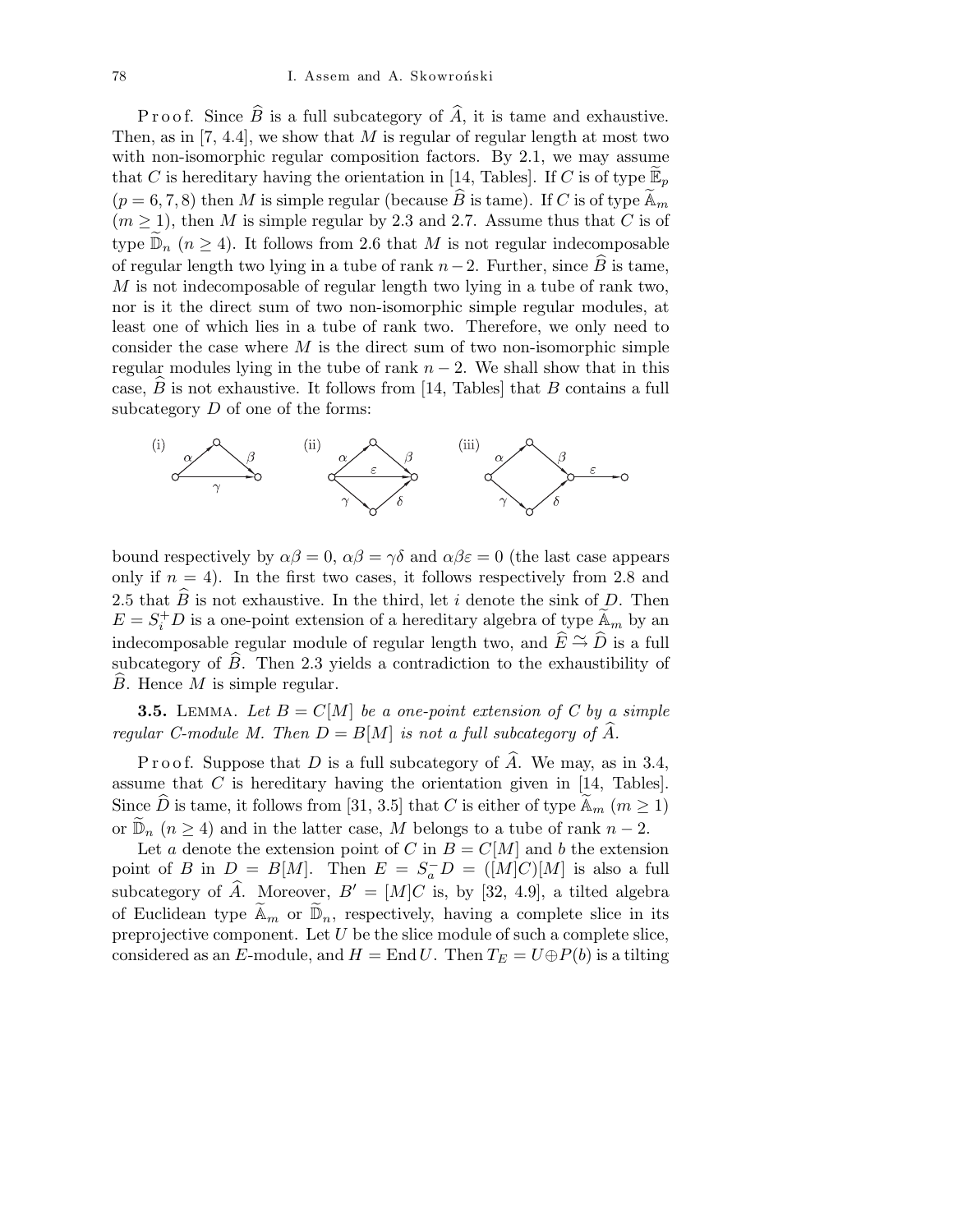Proof. Since $\widehat{B}$ is a full subcategory of $\widehat{A}$, it is tame and exhaustive. Then, as in [7, 4.4], we show that $M$ is regular of regular length at most two with non-isomorphic regular composition factors. By 2.1, we may assume that $C$ is hereditary having the orientation in [14, Tables]. If $C$ is of type $\widetilde{\mathbb{E}}_p$ ($p = 6, 7, 8$) then $M$ is simple regular (because $\widehat{B}$ is tame). If $C$ is of type $\widetilde{\mathbb{A}}_m$ ($m \geq 1$), then $M$ is simple regular by 2.3 and 2.7. Assume thus that $C$ is of type $\widetilde{\mathbb{D}}_n$ ($n \geq 4$). It follows from 2.6 that $M$ is not regular indecomposable of regular length two lying in a tube of rank $n-2$. Further, since $\widehat{B}$ is tame, $M$ is not indecomposable of regular length two lying in a tube of rank two, nor is it the direct sum of two non-isomorphic simple regular modules, at least one of which lies in a tube of rank two. Therefore, we only need to consider the case where $M$ is the direct sum of two non-isomorphic simple regular modules lying in the tube of rank $n-2$. We shall show that in this case, $\widehat{B}$ is not exhaustive. It follows from [14, Tables] that $B$ contains a full subcategory $D$ of one of the forms:

(i) a quiver with arrows $\alpha$, $\beta$ forming a path and an arrow $\gamma$ parallel to it; (ii) a quiver with paths $\alpha\beta$ and $\gamma\delta$ and an arrow $\varepsilon$ between the same source and sink; (iii) a quiver with paths $\alpha\beta$ and $\gamma\delta$ followed by an arrow $\varepsilon$

bound respectively by $\alpha\beta = 0$, $\alpha\beta = \gamma\delta$ and $\alpha\beta\varepsilon = 0$ (the last case appears only if $n = 4$). In the first two cases, it follows respectively from 2.8 and 2.5 that $\widehat{B}$ is not exhaustive. In the third, let $i$ denote the sink of $D$. Then $E = S_i^+ D$ is a one-point extension of a hereditary algebra of type $\widetilde{\mathbb{A}}_m$ by an indecomposable regular module of regular length two, and $\widehat{E} \xrightarrow{\sim} \widehat{D}$ is a full subcategory of $\widehat{B}$. Then 2.3 yields a contradiction to the exhaustibility of $\widehat{B}$. Hence $M$ is simple regular.

**3.5.** Lemma. *Let $B = C[M]$ be a one-point extension of $C$ by a simple regular $C$-module $M$. Then $D = B[M]$ is not a full subcategory of $\widehat{A}$.*

Proof. Suppose that $D$ is a full subcategory of $\widehat{A}$. We may, as in 3.4, assume that $C$ is hereditary having the orientation given in [14, Tables]. Since $\widehat{D}$ is tame, it follows from [31, 3.5] that $C$ is either of type $\widetilde{\mathbb{A}}_m$ ($m \geq 1$) or $\widetilde{\mathbb{D}}_n$ ($n \geq 4$) and in the latter case, $M$ belongs to a tube of rank $n-2$.

Let $a$ denote the extension point of $C$ in $B = C[M]$ and $b$ the extension point of $B$ in $D = B[M]$. Then $E = S_a^- D = ([M]C)[M]$ is also a full subcategory of $\widehat{A}$. Moreover, $B' = [M]C$ is, by [32, 4.9], a tilted algebra of Euclidean type $\widetilde{\mathbb{A}}_m$ or $\widetilde{\mathbb{D}}_n$, respectively, having a complete slice in its preprojective component. Let $U$ be the slice module of such a complete slice, considered as an $E$-module, and $H = \operatorname{End} U$. Then $T_E = U \oplus P(b)$ is a tilting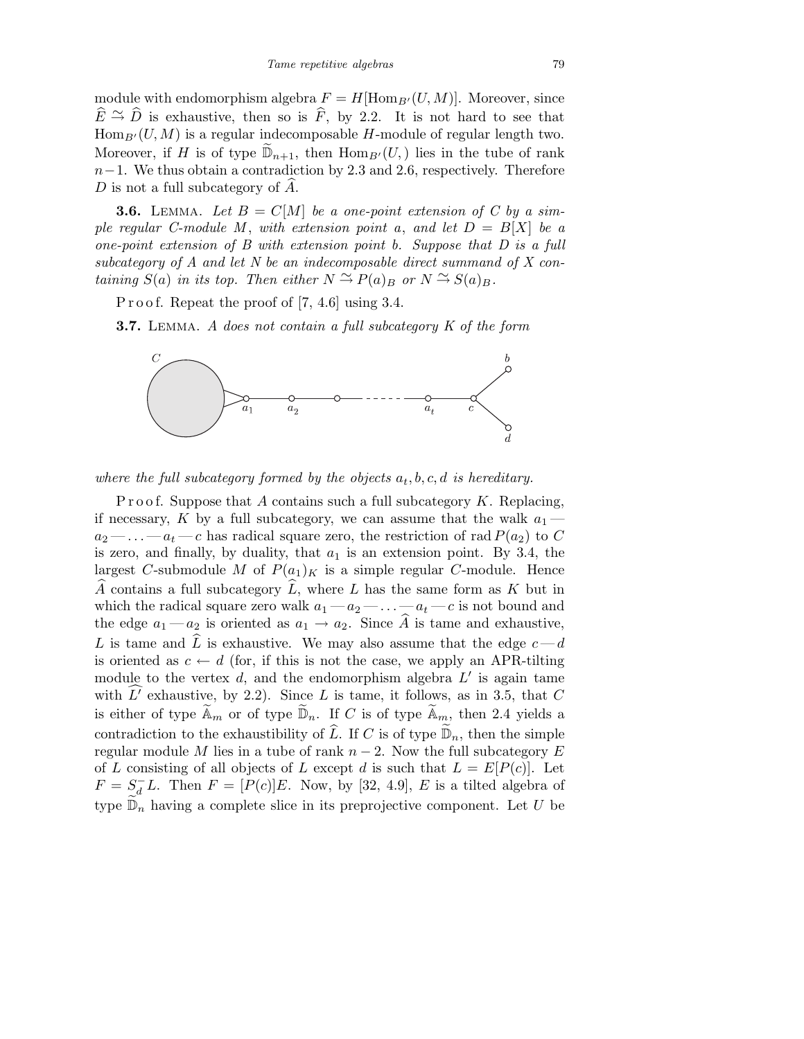module with endomorphism algebra $F = H[\mathrm{Hom}_{B'}(U, M)]$. Moreover, since $\widehat{E} \xrightarrow{\sim} \widehat{D}$ is exhaustive, then so is $\widehat{F}$, by 2.2. It is not hard to see that $\mathrm{Hom}_{B'}(U, M)$ is a regular indecomposable $H$-module of regular length two. Moreover, if $H$ is of type $\widetilde{\mathbb{D}}_{n+1}$, then $\mathrm{Hom}_{B'}(U, )$ lies in the tube of rank $n-1$. We thus obtain a contradiction by 2.3 and 2.6, respectively. Therefore $D$ is not a full subcategory of $\widehat{A}$.

**3.6.** Lemma. *Let $B = C[M]$ be a one-point extension of $C$ by a simple regular $C$-module $M$, with extension point $a$, and let $D = B[X]$ be a one-point extension of $B$ with extension point $b$. Suppose that $D$ is a full subcategory of $A$ and let $N$ be an indecomposable direct summand of $X$ containing $S(a)$ in its top. Then either $N \xrightarrow{\sim} P(a)_B$ or $N \xrightarrow{\sim} S(a)_B$.*

Proof. Repeat the proof of [7, 4.6] using 3.4.

**3.7.** Lemma. *$A$ does not contain a full subcategory $K$ of the form*

*where the full subcategory formed by the objects $a_t, b, c, d$ is hereditary.*

Proof. Suppose that $A$ contains such a full subcategory $K$. Replacing, if necessary, $K$ by a full subcategory, we can assume that the walk $a_1 — a_2 — \ldots — a_t — c$ has radical square zero, the restriction of $\mathrm{rad}\, P(a_2)$ to $C$ is zero, and finally, by duality, that $a_1$ is an extension point. By 3.4, the largest $C$-submodule $M$ of $P(a_1)_K$ is a simple regular $C$-module. Hence $\widehat{A}$ contains a full subcategory $\widehat{L}$, where $L$ has the same form as $K$ but in which the radical square zero walk $a_1 — a_2 — \ldots — a_t — c$ is not bound and the edge $a_1 — a_2$ is oriented as $a_1 \to a_2$. Since $\widehat{A}$ is tame and exhaustive, $L$ is tame and $\widehat{L}$ is exhaustive. We may also assume that the edge $c — d$ is oriented as $c \leftarrow d$ (for, if this is not the case, we apply an APR-tilting module to the vertex $d$, and the endomorphism algebra $L'$ is again tame with $\widehat{L'}$ exhaustive, by 2.2). Since $L$ is tame, it follows, as in 3.5, that $C$ is either of type $\widetilde{\mathbb{A}}_m$ or of type $\widetilde{\mathbb{D}}_n$. If $C$ is of type $\widetilde{\mathbb{A}}_m$, then 2.4 yields a contradiction to the exhaustibility of $\widehat{L}$. If $C$ is of type $\widetilde{\mathbb{D}}_n$, then the simple regular module $M$ lies in a tube of rank $n-2$. Now the full subcategory $E$ of $L$ consisting of all objects of $L$ except $d$ is such that $L = E[P(c)]$. Let $F = S_d^- L$. Then $F = [P(c)]E$. Now, by [32, 4.9], $E$ is a tilted algebra of type $\widetilde{\mathbb{D}}_n$ having a complete slice in its preprojective component. Let $U$ be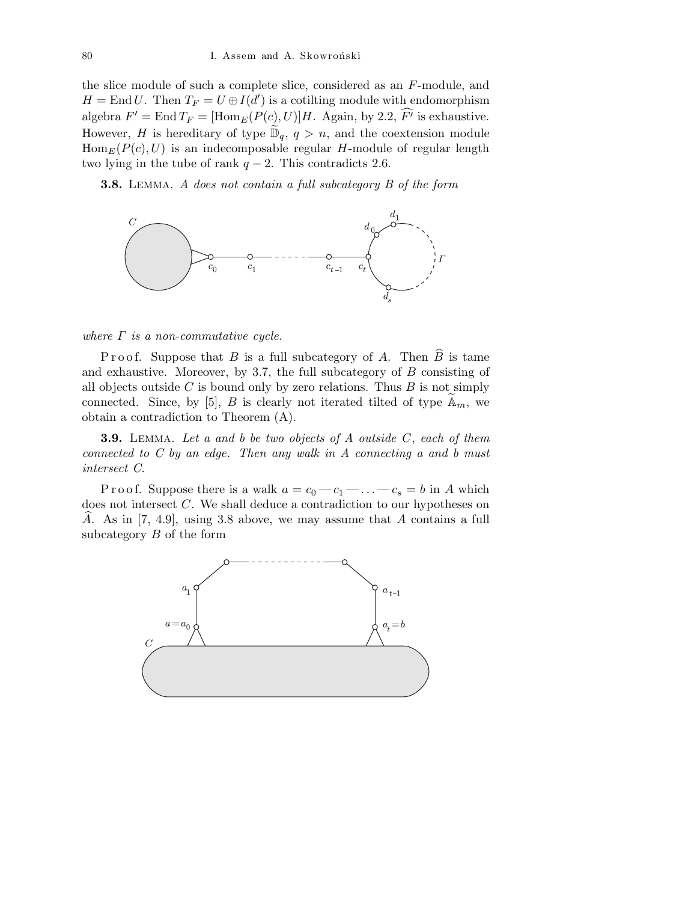the slice module of such a complete slice, considered as an $F$-module, and $H = \operatorname{End} U$. Then $T_F = U \oplus I(d')$ is a cotilting module with endomorphism algebra $F' = \operatorname{End} T_F = [\operatorname{Hom}_E(P(c), U)]H$. Again, by 2.2, $\widehat{F'}$ is exhaustive. However, $H$ is hereditary of type $\widetilde{\mathbb{D}}_q$, $q > n$, and the coextension module $\operatorname{Hom}_E(P(c), U)$ is an indecomposable regular $H$-module of regular length two lying in the tube of rank $q - 2$. This contradicts 2.6.

**3.8.** LEMMA. *$A$ does not contain a full subcategory $B$ of the form*

*where $\Gamma$ is a non-commutative cycle.*

Proof. Suppose that $B$ is a full subcategory of $A$. Then $\widehat{B}$ is tame and exhaustive. Moreover, by 3.7, the full subcategory of $B$ consisting of all objects outside $C$ is bound only by zero relations. Thus $B$ is not simply connected. Since, by [5], $B$ is clearly not iterated tilted of type $\widetilde{\mathbb{A}}_m$, we obtain a contradiction to Theorem (A).

**3.9.** LEMMA. *Let $a$ and $b$ be two objects of $A$ outside $C$, each of them connected to $C$ by an edge. Then any walk in $A$ connecting $a$ and $b$ must intersect $C$.*

Proof. Suppose there is a walk $a = c_0 — c_1 — \ldots — c_s = b$ in $A$ which does not intersect $C$. We shall deduce a contradiction to our hypotheses on $\widehat{A}$. As in [7, 4.9], using 3.8 above, we may assume that $A$ contains a full subcategory $B$ of the form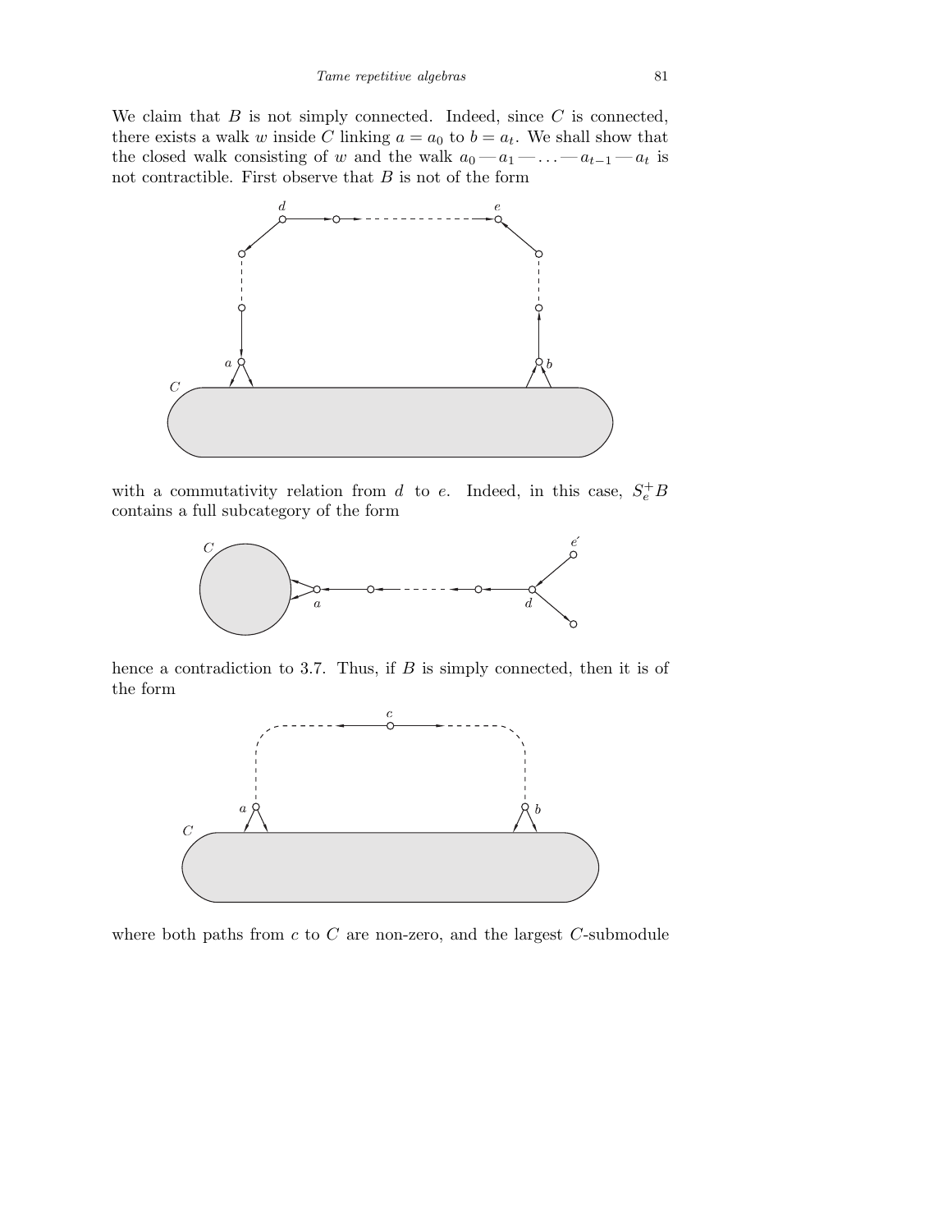We claim that $B$ is not simply connected. Indeed, since $C$ is connected, there exists a walk $w$ inside $C$ linking $a = a_0$ to $b = a_t$. We shall show that the closed walk consisting of $w$ and the walk $a_0 — a_1 — \ldots — a_{t-1} — a_t$ is not contractible. First observe that $B$ is not of the form

with a commutativity relation from $d$ to $e$. Indeed, in this case, $S_e^+ B$ contains a full subcategory of the form

hence a contradiction to 3.7. Thus, if $B$ is simply connected, then it is of the form

where both paths from $c$ to $C$ are non-zero, and the largest $C$-submodule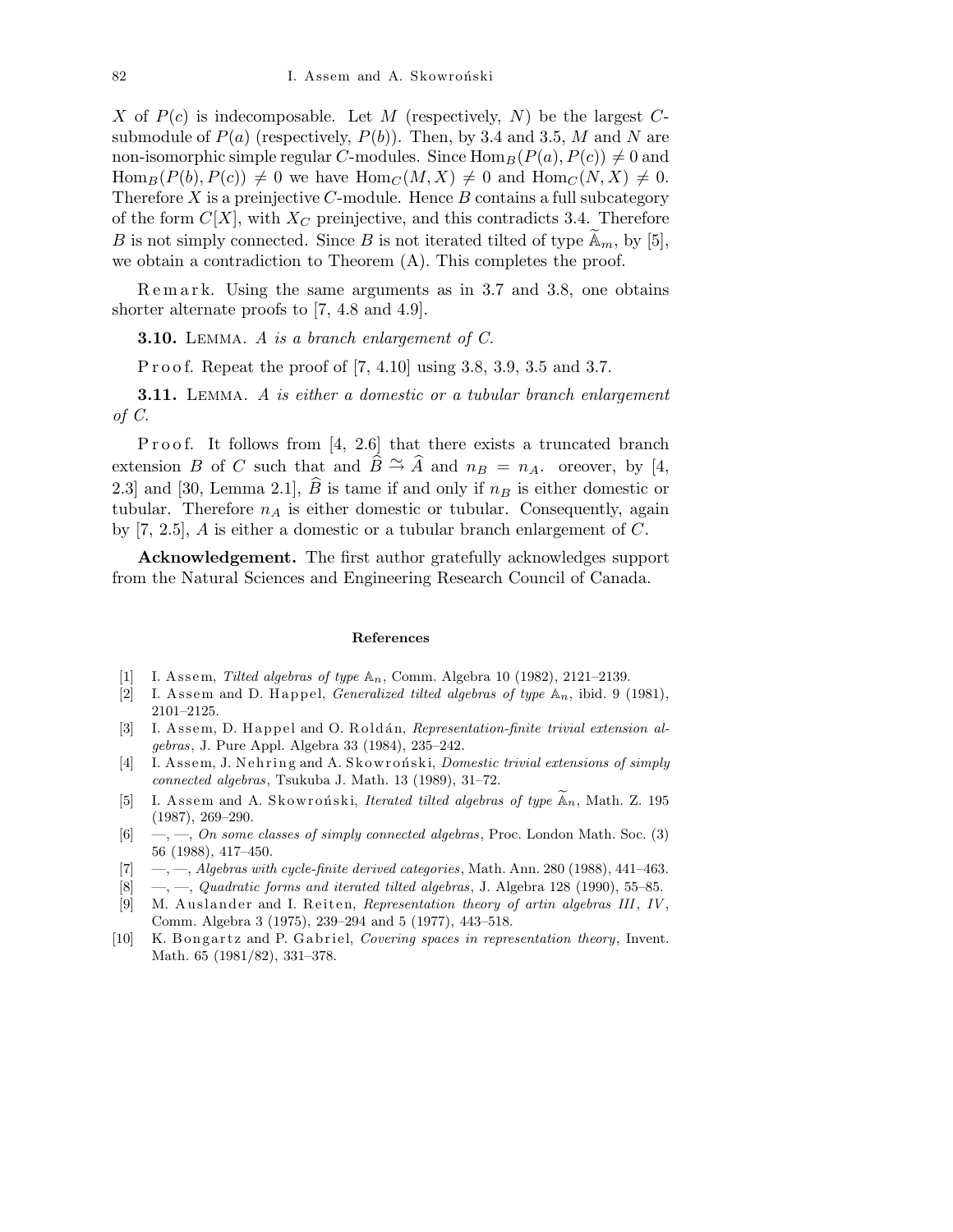$X$ of $P(c)$ is indecomposable. Let $M$ (respectively, $N$) be the largest $C$-submodule of $P(a)$ (respectively, $P(b)$). Then, by 3.4 and 3.5, $M$ and $N$ are non-isomorphic simple regular $C$-modules. Since $\text{Hom}_B(P(a), P(c)) \neq 0$ and $\text{Hom}_B(P(b), P(c)) \neq 0$ we have $\text{Hom}_C(M, X) \neq 0$ and $\text{Hom}_C(N, X) \neq 0$. Therefore $X$ is a preinjective $C$-module. Hence $B$ contains a full subcategory of the form $C[X]$, with $X_C$ preinjective, and this contradicts 3.4. Therefore $B$ is not simply connected. Since $B$ is not iterated tilted of type $\widetilde{\mathbb{A}}_m$, by [5], we obtain a contradiction to Theorem (A). This completes the proof.

Remark. Using the same arguments as in 3.7 and 3.8, one obtains shorter alternate proofs to [7, 4.8 and 4.9].

**3.10.** Lemma. *$A$ is a branch enlargement of $C$.*

Proof. Repeat the proof of [7, 4.10] using 3.8, 3.9, 3.5 and 3.7.

**3.11.** Lemma. *$A$ is either a domestic or a tubular branch enlargement of $C$.*

Proof. It follows from [4, 2.6] that there exists a truncated branch extension $B$ of $C$ such that and $\widehat{B} \xrightarrow{\sim} \widehat{A}$ and $n_B = n_A$. oreover, by [4, 2.3] and [30, Lemma 2.1], $\widehat{B}$ is tame if and only if $n_B$ is either domestic or tubular. Therefore $n_A$ is either domestic or tubular. Consequently, again by [7, 2.5], $A$ is either a domestic or a tubular branch enlargement of $C$.

**Acknowledgement.** The first author gratefully acknowledges support from the Natural Sciences and Engineering Research Council of Canada.

### References

[1] I. Assem, *Tilted algebras of type $\mathbb{A}_n$*, Comm. Algebra 10 (1982), 2121–2139.

[2] I. Assem and D. Happel, *Generalized tilted algebras of type $\mathbb{A}_n$*, ibid. 9 (1981), 2101–2125.

[3] I. Assem, D. Happel and O. Roldán, *Representation-finite trivial extension algebras*, J. Pure Appl. Algebra 33 (1984), 235–242.

[4] I. Assem, J. Nehring and A. Skowroński, *Domestic trivial extensions of simply connected algebras*, Tsukuba J. Math. 13 (1989), 31–72.

[5] I. Assem and A. Skowroński, *Iterated tilted algebras of type $\widetilde{\mathbb{A}}_n$*, Math. Z. 195 (1987), 269–290.

[6] —, —, *On some classes of simply connected algebras*, Proc. London Math. Soc. (3) 56 (1988), 417–450.

[7] —, —, *Algebras with cycle-finite derived categories*, Math. Ann. 280 (1988), 441–463.

[8] —, —, *Quadratic forms and iterated tilted algebras*, J. Algebra 128 (1990), 55–85.

[9] M. Auslander and I. Reiten, *Representation theory of artin algebras III, IV*, Comm. Algebra 3 (1975), 239–294 and 5 (1977), 443–518.

[10] K. Bongartz and P. Gabriel, *Covering spaces in representation theory*, Invent. Math. 65 (1981/82), 331–378.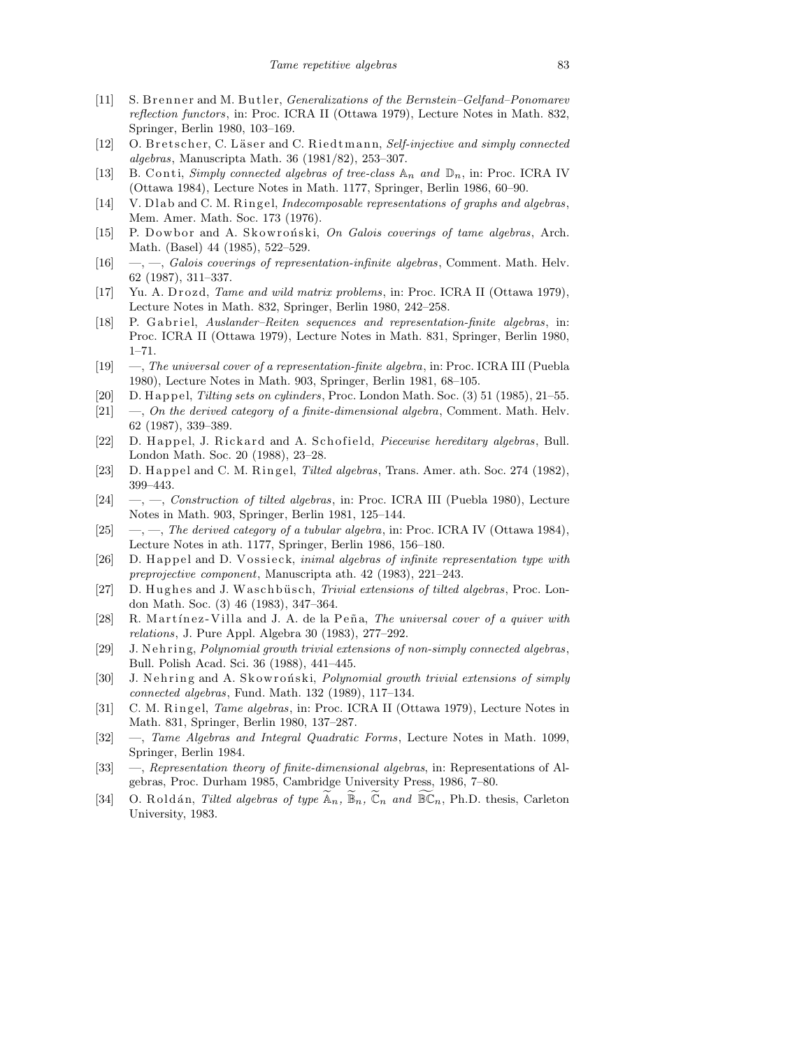[11] S. Brenner and M. Butler, *Generalizations of the Bernstein–Gelfand–Ponomarev reflection functors*, in: Proc. ICRA II (Ottawa 1979), Lecture Notes in Math. 832, Springer, Berlin 1980, 103–169.

[12] O. Bretscher, C. Läser and C. Riedtmann, *Self-injective and simply connected algebras*, Manuscripta Math. 36 (1981/82), 253–307.

[13] B. Conti, *Simply connected algebras of tree-class* $\mathbb{A}_n$ *and* $\mathbb{D}_n$, in: Proc. ICRA IV (Ottawa 1984), Lecture Notes in Math. 1177, Springer, Berlin 1986, 60–90.

[14] V. Dlab and C. M. Ringel, *Indecomposable representations of graphs and algebras*, Mem. Amer. Math. Soc. 173 (1976).

[15] P. Dowbor and A. Skowroński, *On Galois coverings of tame algebras*, Arch. Math. (Basel) 44 (1985), 522–529.

[16] —, —, *Galois coverings of representation-infinite algebras*, Comment. Math. Helv. 62 (1987), 311–337.

[17] Yu. A. Drozd, *Tame and wild matrix problems*, in: Proc. ICRA II (Ottawa 1979), Lecture Notes in Math. 832, Springer, Berlin 1980, 242–258.

[18] P. Gabriel, *Auslander–Reiten sequences and representation-finite algebras*, in: Proc. ICRA II (Ottawa 1979), Lecture Notes in Math. 831, Springer, Berlin 1980, 1–71.

[19] —, *The universal cover of a representation-finite algebra*, in: Proc. ICRA III (Puebla 1980), Lecture Notes in Math. 903, Springer, Berlin 1981, 68–105.

[20] D. Happel, *Tilting sets on cylinders*, Proc. London Math. Soc. (3) 51 (1985), 21–55.

[21] —, *On the derived category of a finite-dimensional algebra*, Comment. Math. Helv. 62 (1987), 339–389.

[22] D. Happel, J. Rickard and A. Schofield, *Piecewise hereditary algebras*, Bull. London Math. Soc. 20 (1988), 23–28.

[23] D. Happel and C. M. Ringel, *Tilted algebras*, Trans. Amer. ath. Soc. 274 (1982), 399–443.

[24] —, —, *Construction of tilted algebras*, in: Proc. ICRA III (Puebla 1980), Lecture Notes in Math. 903, Springer, Berlin 1981, 125–144.

[25] —, —, *The derived category of a tubular algebra*, in: Proc. ICRA IV (Ottawa 1984), Lecture Notes in ath. 1177, Springer, Berlin 1986, 156–180.

[26] D. Happel and D. Vossieck, *inimal algebras of infinite representation type with preprojective component*, Manuscripta ath. 42 (1983), 221–243.

[27] D. Hughes and J. Waschbüsch, *Trivial extensions of tilted algebras*, Proc. London Math. Soc. (3) 46 (1983), 347–364.

[28] R. Martínez-Villa and J. A. de la Peña, *The universal cover of a quiver with relations*, J. Pure Appl. Algebra 30 (1983), 277–292.

[29] J. Nehring, *Polynomial growth trivial extensions of non-simply connected algebras*, Bull. Polish Acad. Sci. 36 (1988), 441–445.

[30] J. Nehring and A. Skowroński, *Polynomial growth trivial extensions of simply connected algebras*, Fund. Math. 132 (1989), 117–134.

[31] C. M. Ringel, *Tame algebras*, in: Proc. ICRA II (Ottawa 1979), Lecture Notes in Math. 831, Springer, Berlin 1980, 137–287.

[32] —, *Tame Algebras and Integral Quadratic Forms*, Lecture Notes in Math. 1099, Springer, Berlin 1984.

[33] —, *Representation theory of finite-dimensional algebras*, in: Representations of Algebras, Proc. Durham 1985, Cambridge University Press, 1986, 7–80.

[34] O. Roldán, *Tilted algebras of type* $\widetilde{\mathbb{A}}_n$, $\widetilde{\mathbb{B}}_n$, $\widetilde{\mathbb{C}}_n$ *and* $\widetilde{\mathbb{BC}}_n$, Ph.D. thesis, Carleton University, 1983.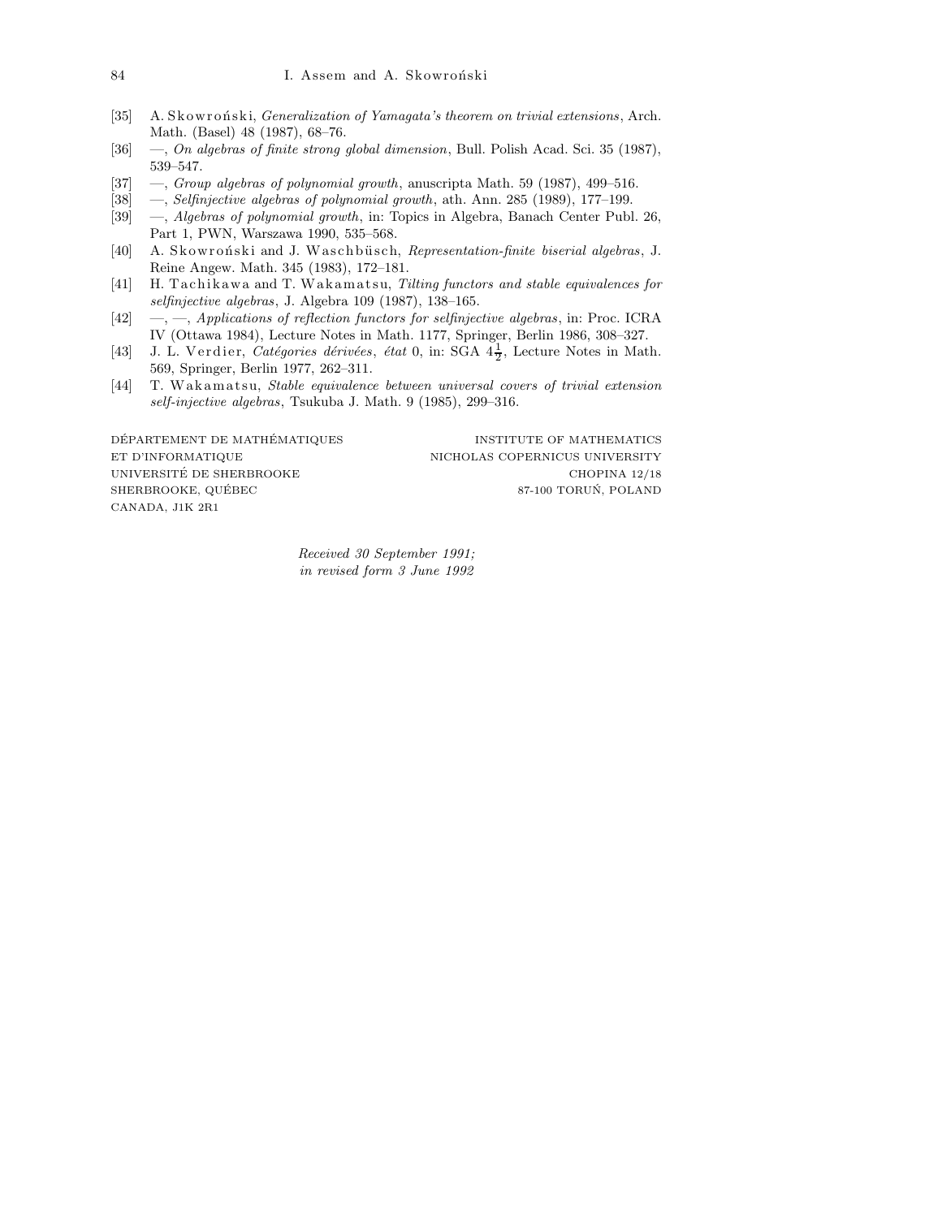[35] A. Skowroński, *Generalization of Yamagata's theorem on trivial extensions*, Arch. Math. (Basel) 48 (1987), 68–76.

[36] —, *On algebras of finite strong global dimension*, Bull. Polish Acad. Sci. 35 (1987), 539–547.

[37] —, *Group algebras of polynomial growth*, anuscripta Math. 59 (1987), 499–516.

[38] —, *Selfinjective algebras of polynomial growth*, ath. Ann. 285 (1989), 177–199.

[39] —, *Algebras of polynomial growth*, in: Topics in Algebra, Banach Center Publ. 26, Part 1, PWN, Warszawa 1990, 535–568.

[40] A. Skowroński and J. Waschbüsch, *Representation-finite biserial algebras*, J. Reine Angew. Math. 345 (1983), 172–181.

[41] H. Tachikawa and T. Wakamatsu, *Tilting functors and stable equivalences for selfinjective algebras*, J. Algebra 109 (1987), 138–165.

[42] —, —, *Applications of reflection functors for selfinjective algebras*, in: Proc. ICRA IV (Ottawa 1984), Lecture Notes in Math. 1177, Springer, Berlin 1986, 308–327.

[43] J. L. Verdier, *Catégories dérivées*, *état* 0, in: SGA $4\frac{1}{2}$, Lecture Notes in Math. 569, Springer, Berlin 1977, 262–311.

[44] T. Wakamatsu, *Stable equivalence between universal covers of trivial extension self-injective algebras*, Tsukuba J. Math. 9 (1985), 299–316.

DÉPARTEMENT DE MATHÉMATIQUES
ET D'INFORMATIQUE
UNIVERSITÉ DE SHERBROOKE
SHERBROOKE, QUÉBEC
CANADA, J1K 2R1

INSTITUTE OF MATHEMATICS
NICHOLAS COPERNICUS UNIVERSITY
CHOPINA 12/18
87-100 TORUŃ, POLAND

*Received 30 September 1991;*
*in revised form 3 June 1992*